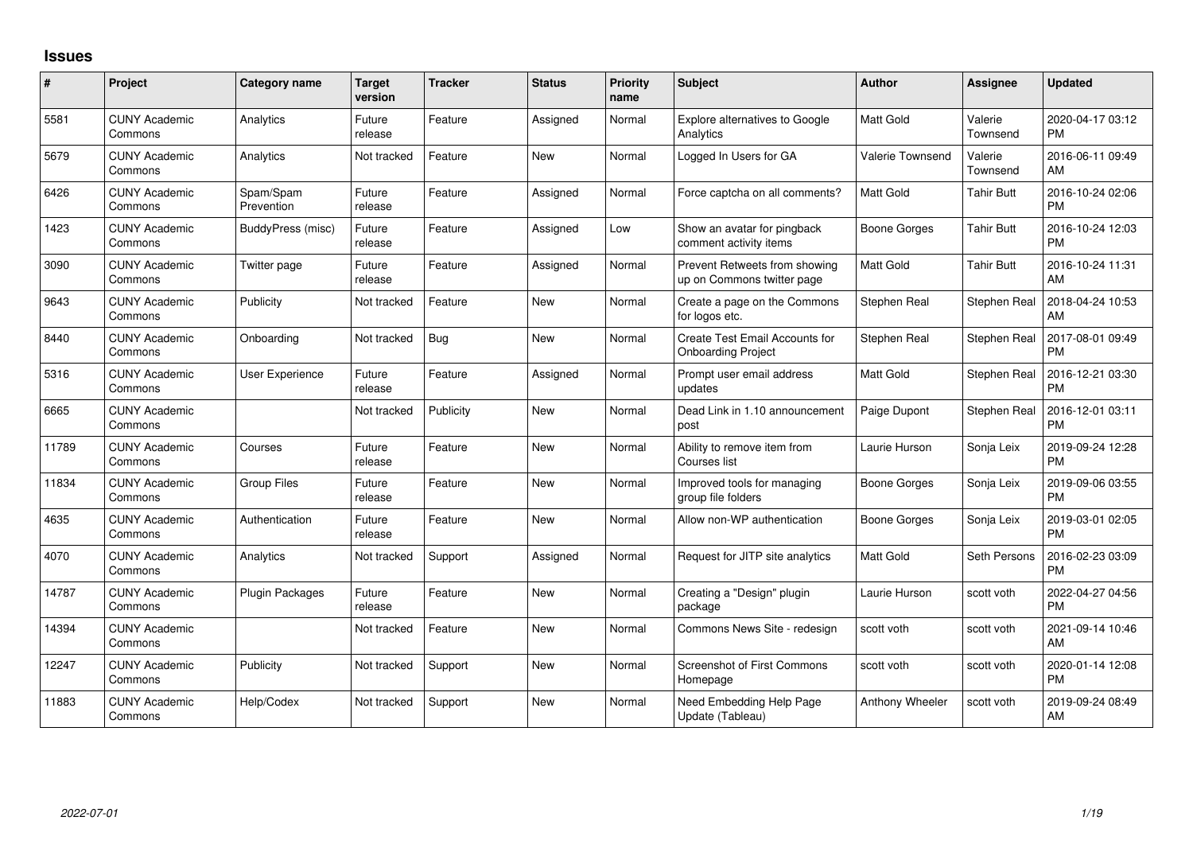# Issues

| # | Project | Category name | Target version | Tracker | Status | Priority name | Subject | Author | Assignee | Updated |
|---|---|---|---|---|---|---|---|---|---|---|
| 5581 | CUNY Academic Commons | Analytics | Future release | Feature | Assigned | Normal | Explore alternatives to Google Analytics | Matt Gold | Valerie Townsend | 2020-04-17 03:12 PM |
| 5679 | CUNY Academic Commons | Analytics | Not tracked | Feature | New | Normal | Logged In Users for GA | Valerie Townsend | Valerie Townsend | 2016-06-11 09:49 AM |
| 6426 | CUNY Academic Commons | Spam/Spam Prevention | Future release | Feature | Assigned | Normal | Force captcha on all comments? | Matt Gold | Tahir Butt | 2016-10-24 02:06 PM |
| 1423 | CUNY Academic Commons | BuddyPress (misc) | Future release | Feature | Assigned | Low | Show an avatar for pingback comment activity items | Boone Gorges | Tahir Butt | 2016-10-24 12:03 PM |
| 3090 | CUNY Academic Commons | Twitter page | Future release | Feature | Assigned | Normal | Prevent Retweets from showing up on Commons twitter page | Matt Gold | Tahir Butt | 2016-10-24 11:31 AM |
| 9643 | CUNY Academic Commons | Publicity | Not tracked | Feature | New | Normal | Create a page on the Commons for logos etc. | Stephen Real | Stephen Real | 2018-04-24 10:53 AM |
| 8440 | CUNY Academic Commons | Onboarding | Not tracked | Bug | New | Normal | Create Test Email Accounts for Onboarding Project | Stephen Real | Stephen Real | 2017-08-01 09:49 PM |
| 5316 | CUNY Academic Commons | User Experience | Future release | Feature | Assigned | Normal | Prompt user email address updates | Matt Gold | Stephen Real | 2016-12-21 03:30 PM |
| 6665 | CUNY Academic Commons | | Not tracked | Publicity | New | Normal | Dead Link in 1.10 announcement post | Paige Dupont | Stephen Real | 2016-12-01 03:11 PM |
| 11789 | CUNY Academic Commons | Courses | Future release | Feature | New | Normal | Ability to remove item from Courses list | Laurie Hurson | Sonja Leix | 2019-09-24 12:28 PM |
| 11834 | CUNY Academic Commons | Group Files | Future release | Feature | New | Normal | Improved tools for managing group file folders | Boone Gorges | Sonja Leix | 2019-09-06 03:55 PM |
| 4635 | CUNY Academic Commons | Authentication | Future release | Feature | New | Normal | Allow non-WP authentication | Boone Gorges | Sonja Leix | 2019-03-01 02:05 PM |
| 4070 | CUNY Academic Commons | Analytics | Not tracked | Support | Assigned | Normal | Request for JITP site analytics | Matt Gold | Seth Persons | 2016-02-23 03:09 PM |
| 14787 | CUNY Academic Commons | Plugin Packages | Future release | Feature | New | Normal | Creating a "Design" plugin package | Laurie Hurson | scott voth | 2022-04-27 04:56 PM |
| 14394 | CUNY Academic Commons | | Not tracked | Feature | New | Normal | Commons News Site - redesign | scott voth | scott voth | 2021-09-14 10:46 AM |
| 12247 | CUNY Academic Commons | Publicity | Not tracked | Support | New | Normal | Screenshot of First Commons Homepage | scott voth | scott voth | 2020-01-14 12:08 PM |
| 11883 | CUNY Academic Commons | Help/Codex | Not tracked | Support | New | Normal | Need Embedding Help Page Update (Tableau) | Anthony Wheeler | scott voth | 2019-09-24 08:49 AM |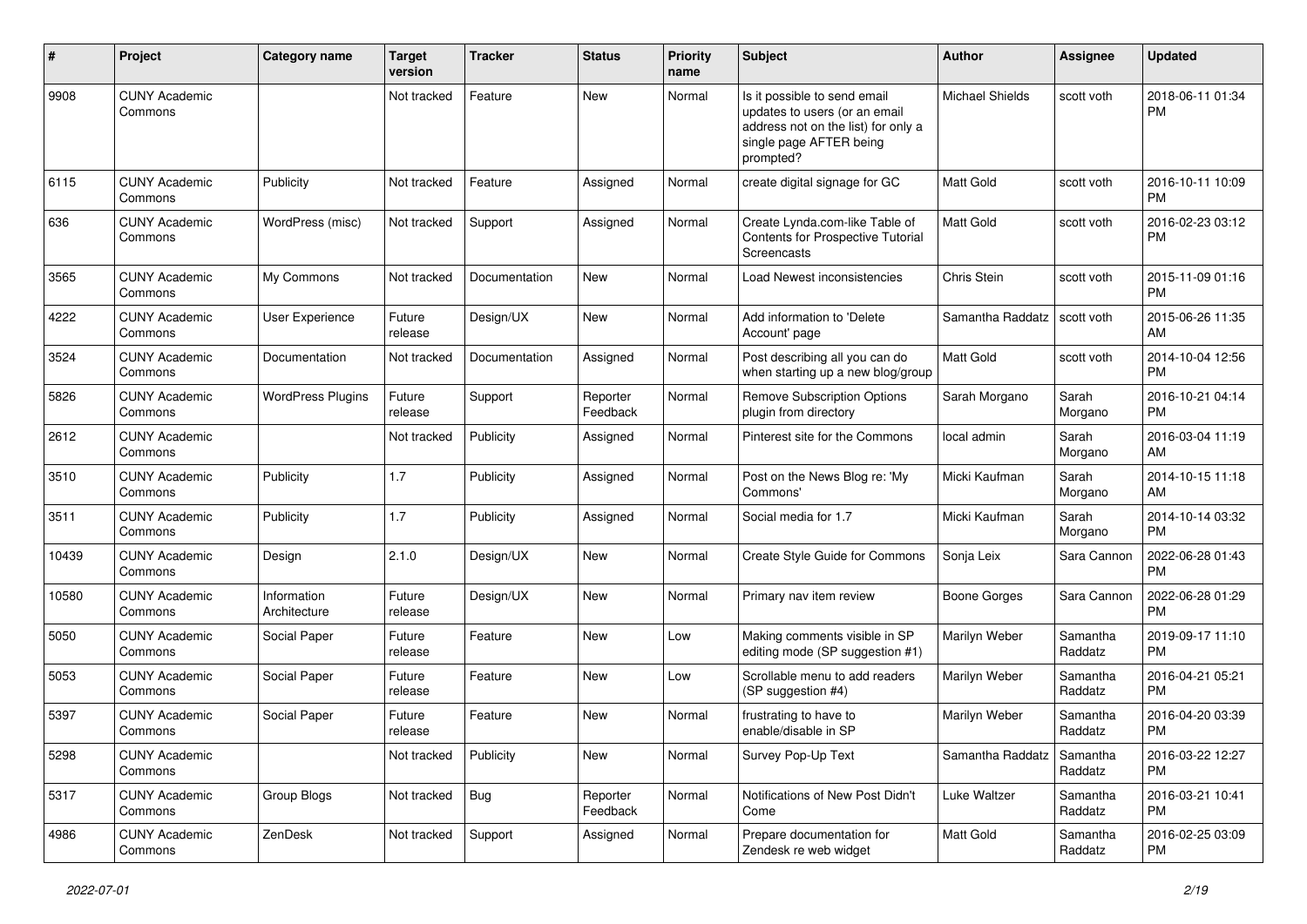| # | Project | Category name | Target version | Tracker | Status | Priority name | Subject | Author | Assignee | Updated |
|---|---|---|---|---|---|---|---|---|---|---|
| 9908 | CUNY Academic Commons | | Not tracked | Feature | New | Normal | Is it possible to send email updates to users (or an email address not on the list) for only a single page AFTER being prompted? | Michael Shields | scott voth | 2018-06-11 01:34 PM |
| 6115 | CUNY Academic Commons | Publicity | Not tracked | Feature | Assigned | Normal | create digital signage for GC | Matt Gold | scott voth | 2016-10-11 10:09 PM |
| 636 | CUNY Academic Commons | WordPress (misc) | Not tracked | Support | Assigned | Normal | Create Lynda.com-like Table of Contents for Prospective Tutorial Screencasts | Matt Gold | scott voth | 2016-02-23 03:12 PM |
| 3565 | CUNY Academic Commons | My Commons | Not tracked | Documentation | New | Normal | Load Newest inconsistencies | Chris Stein | scott voth | 2015-11-09 01:16 PM |
| 4222 | CUNY Academic Commons | User Experience | Future release | Design/UX | New | Normal | Add information to 'Delete Account' page | Samantha Raddatz | scott voth | 2015-06-26 11:35 AM |
| 3524 | CUNY Academic Commons | Documentation | Not tracked | Documentation | Assigned | Normal | Post describing all you can do when starting up a new blog/group | Matt Gold | scott voth | 2014-10-04 12:56 PM |
| 5826 | CUNY Academic Commons | WordPress Plugins | Future release | Support | Reporter Feedback | Normal | Remove Subscription Options plugin from directory | Sarah Morgano | Sarah Morgano | 2016-10-21 04:14 PM |
| 2612 | CUNY Academic Commons | | Not tracked | Publicity | Assigned | Normal | Pinterest site for the Commons | local admin | Sarah Morgano | 2016-03-04 11:19 AM |
| 3510 | CUNY Academic Commons | Publicity | 1.7 | Publicity | Assigned | Normal | Post on the News Blog re: 'My Commons' | Micki Kaufman | Sarah Morgano | 2014-10-15 11:18 AM |
| 3511 | CUNY Academic Commons | Publicity | 1.7 | Publicity | Assigned | Normal | Social media for 1.7 | Micki Kaufman | Sarah Morgano | 2014-10-14 03:32 PM |
| 10439 | CUNY Academic Commons | Design | 2.1.0 | Design/UX | New | Normal | Create Style Guide for Commons | Sonja Leix | Sara Cannon | 2022-06-28 01:43 PM |
| 10580 | CUNY Academic Commons | Information Architecture | Future release | Design/UX | New | Normal | Primary nav item review | Boone Gorges | Sara Cannon | 2022-06-28 01:29 PM |
| 5050 | CUNY Academic Commons | Social Paper | Future release | Feature | New | Low | Making comments visible in SP editing mode (SP suggestion #1) | Marilyn Weber | Samantha Raddatz | 2019-09-17 11:10 PM |
| 5053 | CUNY Academic Commons | Social Paper | Future release | Feature | New | Low | Scrollable menu to add readers (SP suggestion #4) | Marilyn Weber | Samantha Raddatz | 2016-04-21 05:21 PM |
| 5397 | CUNY Academic Commons | Social Paper | Future release | Feature | New | Normal | frustrating to have to enable/disable in SP | Marilyn Weber | Samantha Raddatz | 2016-04-20 03:39 PM |
| 5298 | CUNY Academic Commons | | Not tracked | Publicity | New | Normal | Survey Pop-Up Text | Samantha Raddatz | Samantha Raddatz | 2016-03-22 12:27 PM |
| 5317 | CUNY Academic Commons | Group Blogs | Not tracked | Bug | Reporter Feedback | Normal | Notifications of New Post Didn't Come | Luke Waltzer | Samantha Raddatz | 2016-03-21 10:41 PM |
| 4986 | CUNY Academic Commons | ZenDesk | Not tracked | Support | Assigned | Normal | Prepare documentation for Zendesk re web widget | Matt Gold | Samantha Raddatz | 2016-02-25 03:09 PM |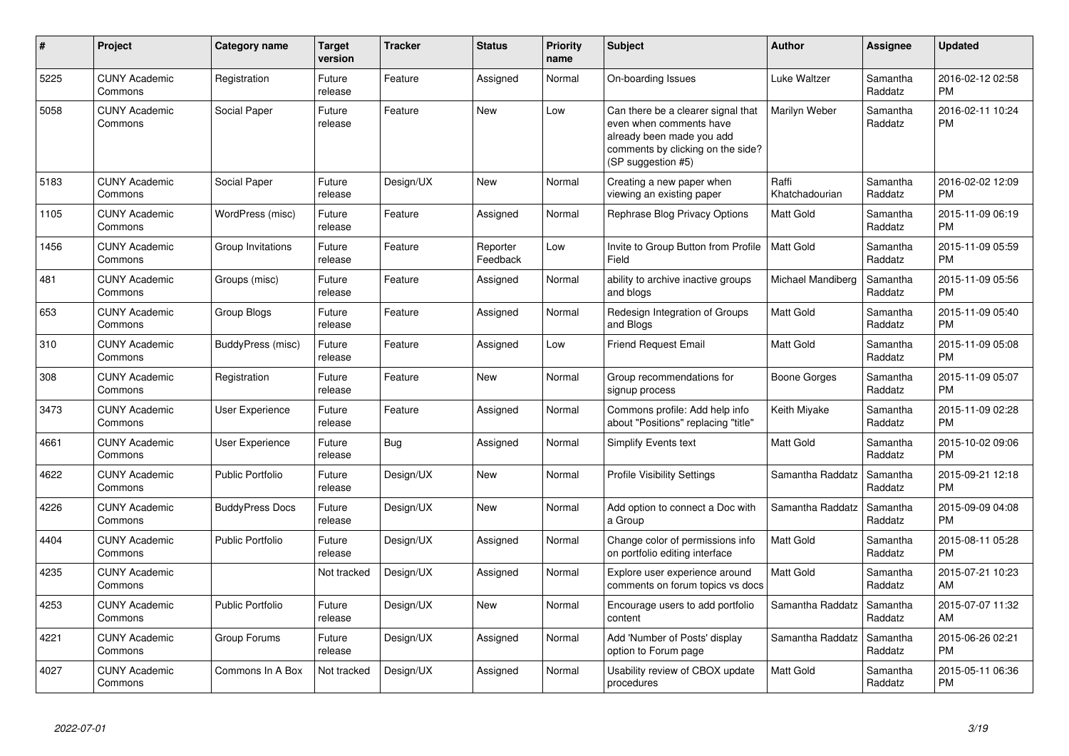| # | Project | Category name | Target version | Tracker | Status | Priority name | Subject | Author | Assignee | Updated |
|---|---|---|---|---|---|---|---|---|---|---|
| 5225 | CUNY Academic Commons | Registration | Future release | Feature | Assigned | Normal | On-boarding Issues | Luke Waltzer | Samantha Raddatz | 2016-02-12 02:58 PM |
| 5058 | CUNY Academic Commons | Social Paper | Future release | Feature | New | Low | Can there be a clearer signal that even when comments have already been made you add comments by clicking on the side? (SP suggestion #5) | Marilyn Weber | Samantha Raddatz | 2016-02-11 10:24 PM |
| 5183 | CUNY Academic Commons | Social Paper | Future release | Design/UX | New | Normal | Creating a new paper when viewing an existing paper | Raffi Khatchadourian | Samantha Raddatz | 2016-02-02 12:09 PM |
| 1105 | CUNY Academic Commons | WordPress (misc) | Future release | Feature | Assigned | Normal | Rephrase Blog Privacy Options | Matt Gold | Samantha Raddatz | 2015-11-09 06:19 PM |
| 1456 | CUNY Academic Commons | Group Invitations | Future release | Feature | Reporter Feedback | Low | Invite to Group Button from Profile Field | Matt Gold | Samantha Raddatz | 2015-11-09 05:59 PM |
| 481 | CUNY Academic Commons | Groups (misc) | Future release | Feature | Assigned | Normal | ability to archive inactive groups and blogs | Michael Mandiberg | Samantha Raddatz | 2015-11-09 05:56 PM |
| 653 | CUNY Academic Commons | Group Blogs | Future release | Feature | Assigned | Normal | Redesign Integration of Groups and Blogs | Matt Gold | Samantha Raddatz | 2015-11-09 05:40 PM |
| 310 | CUNY Academic Commons | BuddyPress (misc) | Future release | Feature | Assigned | Low | Friend Request Email | Matt Gold | Samantha Raddatz | 2015-11-09 05:08 PM |
| 308 | CUNY Academic Commons | Registration | Future release | Feature | New | Normal | Group recommendations for signup process | Boone Gorges | Samantha Raddatz | 2015-11-09 05:07 PM |
| 3473 | CUNY Academic Commons | User Experience | Future release | Feature | Assigned | Normal | Commons profile: Add help info about "Positions" replacing "title" | Keith Miyake | Samantha Raddatz | 2015-11-09 02:28 PM |
| 4661 | CUNY Academic Commons | User Experience | Future release | Bug | Assigned | Normal | Simplify Events text | Matt Gold | Samantha Raddatz | 2015-10-02 09:06 PM |
| 4622 | CUNY Academic Commons | Public Portfolio | Future release | Design/UX | New | Normal | Profile Visibility Settings | Samantha Raddatz | Samantha Raddatz | 2015-09-21 12:18 PM |
| 4226 | CUNY Academic Commons | BuddyPress Docs | Future release | Design/UX | New | Normal | Add option to connect a Doc with a Group | Samantha Raddatz | Samantha Raddatz | 2015-09-09 04:08 PM |
| 4404 | CUNY Academic Commons | Public Portfolio | Future release | Design/UX | Assigned | Normal | Change color of permissions info on portfolio editing interface | Matt Gold | Samantha Raddatz | 2015-08-11 05:28 PM |
| 4235 | CUNY Academic Commons | | Not tracked | Design/UX | Assigned | Normal | Explore user experience around comments on forum topics vs docs | Matt Gold | Samantha Raddatz | 2015-07-21 10:23 AM |
| 4253 | CUNY Academic Commons | Public Portfolio | Future release | Design/UX | New | Normal | Encourage users to add portfolio content | Samantha Raddatz | Samantha Raddatz | 2015-07-07 11:32 AM |
| 4221 | CUNY Academic Commons | Group Forums | Future release | Design/UX | Assigned | Normal | Add 'Number of Posts' display option to Forum page | Samantha Raddatz | Samantha Raddatz | 2015-06-26 02:21 PM |
| 4027 | CUNY Academic Commons | Commons In A Box | Not tracked | Design/UX | Assigned | Normal | Usability review of CBOX update procedures | Matt Gold | Samantha Raddatz | 2015-05-11 06:36 PM |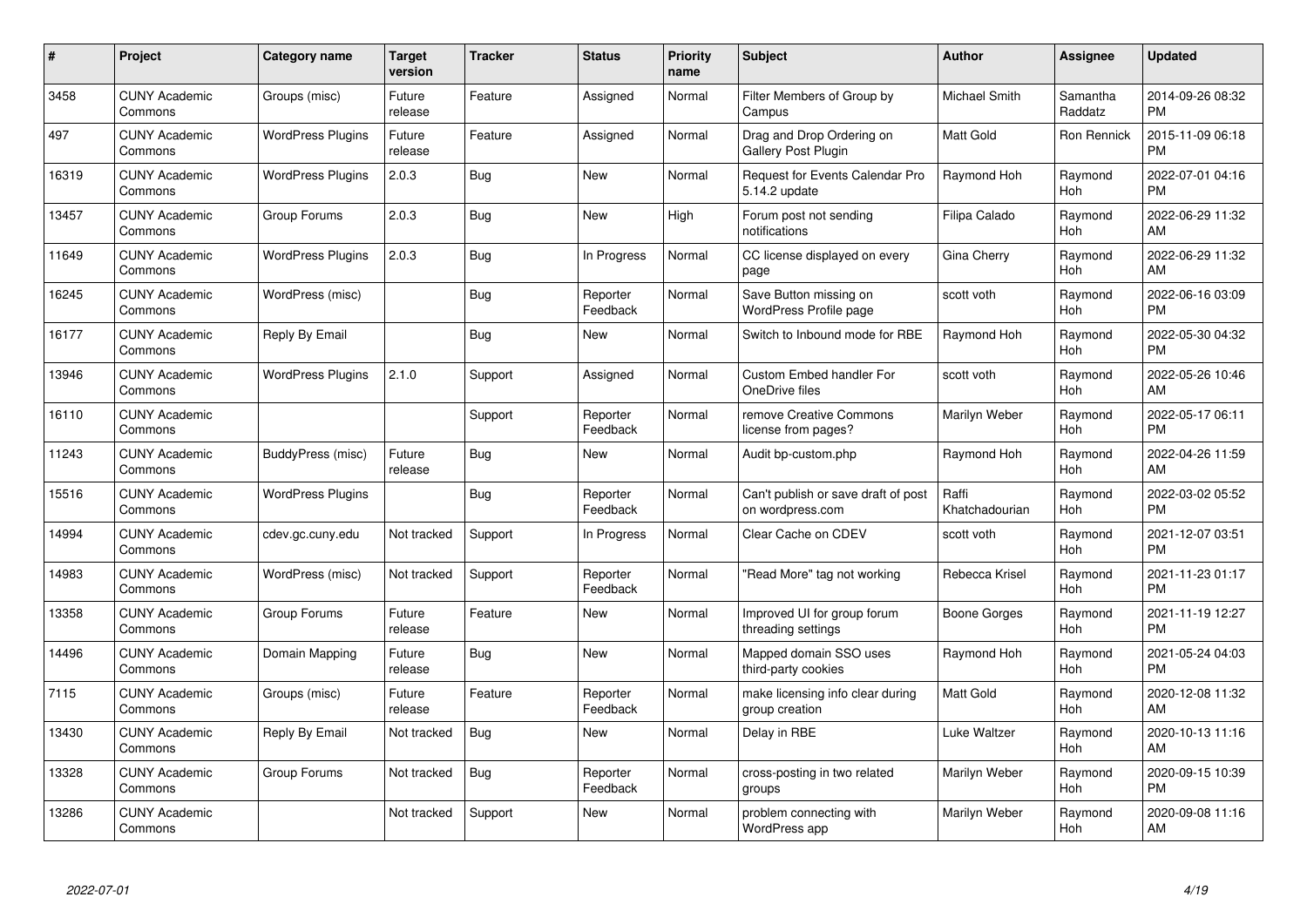| # | Project | Category name | Target version | Tracker | Status | Priority name | Subject | Author | Assignee | Updated |
|---|---|---|---|---|---|---|---|---|---|---|
| 3458 | CUNY Academic Commons | Groups (misc) | Future release | Feature | Assigned | Normal | Filter Members of Group by Campus | Michael Smith | Samantha Raddatz | 2014-09-26 08:32 PM |
| 497 | CUNY Academic Commons | WordPress Plugins | Future release | Feature | Assigned | Normal | Drag and Drop Ordering on Gallery Post Plugin | Matt Gold | Ron Rennick | 2015-11-09 06:18 PM |
| 16319 | CUNY Academic Commons | WordPress Plugins | 2.0.3 | Bug | New | Normal | Request for Events Calendar Pro 5.14.2 update | Raymond Hoh | Raymond Hoh | 2022-07-01 04:16 PM |
| 13457 | CUNY Academic Commons | Group Forums | 2.0.3 | Bug | New | High | Forum post not sending notifications | Filipa Calado | Raymond Hoh | 2022-06-29 11:32 AM |
| 11649 | CUNY Academic Commons | WordPress Plugins | 2.0.3 | Bug | In Progress | Normal | CC license displayed on every page | Gina Cherry | Raymond Hoh | 2022-06-29 11:32 AM |
| 16245 | CUNY Academic Commons | WordPress (misc) | | Bug | Reporter Feedback | Normal | Save Button missing on WordPress Profile page | scott voth | Raymond Hoh | 2022-06-16 03:09 PM |
| 16177 | CUNY Academic Commons | Reply By Email | | Bug | New | Normal | Switch to Inbound mode for RBE | Raymond Hoh | Raymond Hoh | 2022-05-30 04:32 PM |
| 13946 | CUNY Academic Commons | WordPress Plugins | 2.1.0 | Support | Assigned | Normal | Custom Embed handler For OneDrive files | scott voth | Raymond Hoh | 2022-05-26 10:46 AM |
| 16110 | CUNY Academic Commons | | | Support | Reporter Feedback | Normal | remove Creative Commons license from pages? | Marilyn Weber | Raymond Hoh | 2022-05-17 06:11 PM |
| 11243 | CUNY Academic Commons | BuddyPress (misc) | Future release | Bug | New | Normal | Audit bp-custom.php | Raymond Hoh | Raymond Hoh | 2022-04-26 11:59 AM |
| 15516 | CUNY Academic Commons | WordPress Plugins | | Bug | Reporter Feedback | Normal | Can't publish or save draft of post on wordpress.com | Raffi Khatchadourian | Raymond Hoh | 2022-03-02 05:52 PM |
| 14994 | CUNY Academic Commons | cdev.gc.cuny.edu | Not tracked | Support | In Progress | Normal | Clear Cache on CDEV | scott voth | Raymond Hoh | 2021-12-07 03:51 PM |
| 14983 | CUNY Academic Commons | WordPress (misc) | Not tracked | Support | Reporter Feedback | Normal | "Read More" tag not working | Rebecca Krisel | Raymond Hoh | 2021-11-23 01:17 PM |
| 13358 | CUNY Academic Commons | Group Forums | Future release | Feature | New | Normal | Improved UI for group forum threading settings | Boone Gorges | Raymond Hoh | 2021-11-19 12:27 PM |
| 14496 | CUNY Academic Commons | Domain Mapping | Future release | Bug | New | Normal | Mapped domain SSO uses third-party cookies | Raymond Hoh | Raymond Hoh | 2021-05-24 04:03 PM |
| 7115 | CUNY Academic Commons | Groups (misc) | Future release | Feature | Reporter Feedback | Normal | make licensing info clear during group creation | Matt Gold | Raymond Hoh | 2020-12-08 11:32 AM |
| 13430 | CUNY Academic Commons | Reply By Email | Not tracked | Bug | New | Normal | Delay in RBE | Luke Waltzer | Raymond Hoh | 2020-10-13 11:16 AM |
| 13328 | CUNY Academic Commons | Group Forums | Not tracked | Bug | Reporter Feedback | Normal | cross-posting in two related groups | Marilyn Weber | Raymond Hoh | 2020-09-15 10:39 PM |
| 13286 | CUNY Academic Commons | | Not tracked | Support | New | Normal | problem connecting with WordPress app | Marilyn Weber | Raymond Hoh | 2020-09-08 11:16 AM |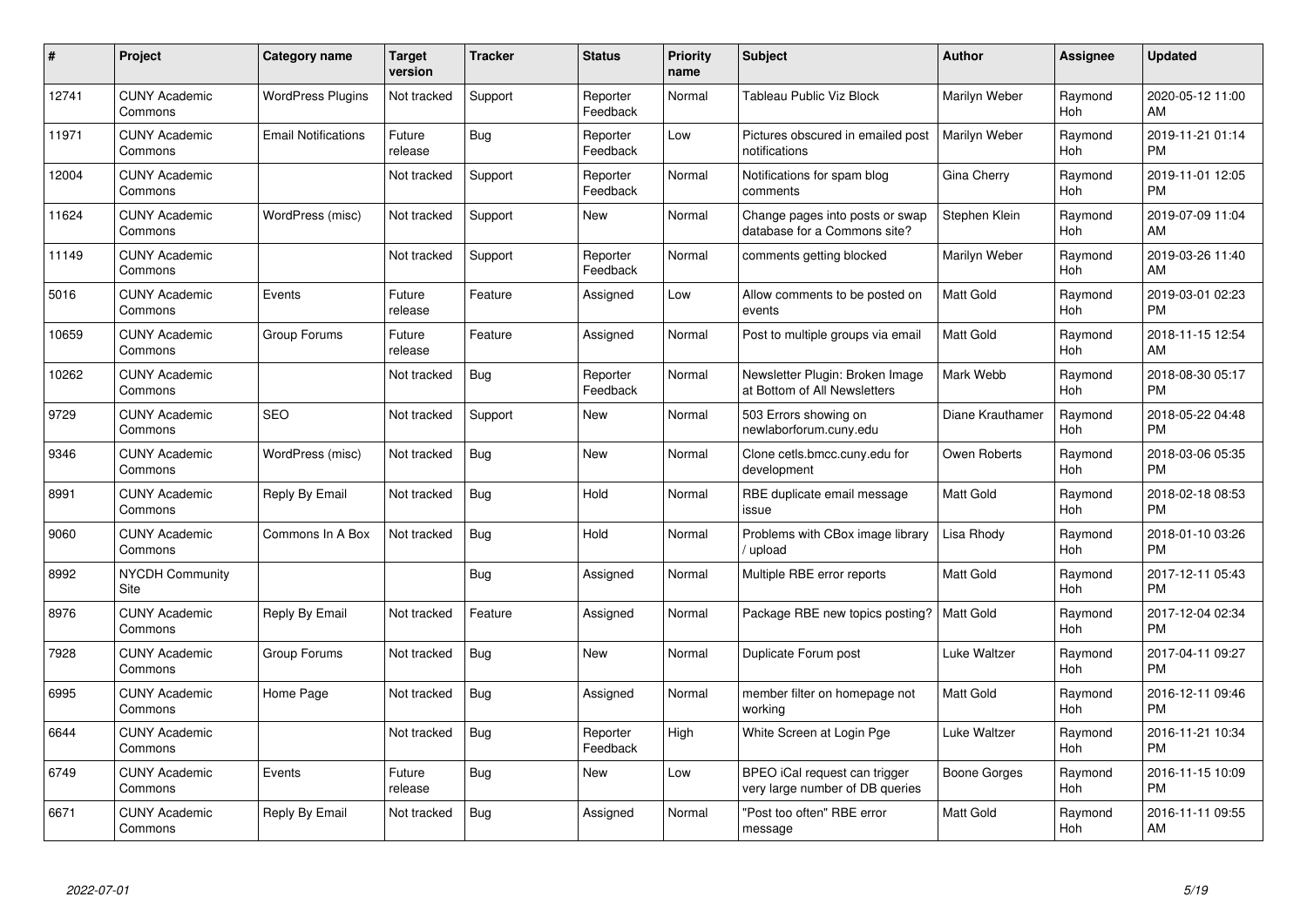| # | Project | Category name | Target version | Tracker | Status | Priority name | Subject | Author | Assignee | Updated |
|---|---|---|---|---|---|---|---|---|---|---|
| 12741 | CUNY Academic Commons | WordPress Plugins | Not tracked | Support | Reporter Feedback | Normal | Tableau Public Viz Block | Marilyn Weber | Raymond Hoh | 2020-05-12 11:00 AM |
| 11971 | CUNY Academic Commons | Email Notifications | Future release | Bug | Reporter Feedback | Low | Pictures obscured in emailed post notifications | Marilyn Weber | Raymond Hoh | 2019-11-21 01:14 PM |
| 12004 | CUNY Academic Commons | | Not tracked | Support | Reporter Feedback | Normal | Notifications for spam blog comments | Gina Cherry | Raymond Hoh | 2019-11-01 12:05 PM |
| 11624 | CUNY Academic Commons | WordPress (misc) | Not tracked | Support | New | Normal | Change pages into posts or swap database for a Commons site? | Stephen Klein | Raymond Hoh | 2019-07-09 11:04 AM |
| 11149 | CUNY Academic Commons | | Not tracked | Support | Reporter Feedback | Normal | comments getting blocked | Marilyn Weber | Raymond Hoh | 2019-03-26 11:40 AM |
| 5016 | CUNY Academic Commons | Events | Future release | Feature | Assigned | Low | Allow comments to be posted on events | Matt Gold | Raymond Hoh | 2019-03-01 02:23 PM |
| 10659 | CUNY Academic Commons | Group Forums | Future release | Feature | Assigned | Normal | Post to multiple groups via email | Matt Gold | Raymond Hoh | 2018-11-15 12:54 AM |
| 10262 | CUNY Academic Commons | | Not tracked | Bug | Reporter Feedback | Normal | Newsletter Plugin: Broken Image at Bottom of All Newsletters | Mark Webb | Raymond Hoh | 2018-08-30 05:17 PM |
| 9729 | CUNY Academic Commons | SEO | Not tracked | Support | New | Normal | 503 Errors showing on newlaborforum.cuny.edu | Diane Krauthamer | Raymond Hoh | 2018-05-22 04:48 PM |
| 9346 | CUNY Academic Commons | WordPress (misc) | Not tracked | Bug | New | Normal | Clone cetls.bmcc.cuny.edu for development | Owen Roberts | Raymond Hoh | 2018-03-06 05:35 PM |
| 8991 | CUNY Academic Commons | Reply By Email | Not tracked | Bug | Hold | Normal | RBE duplicate email message issue | Matt Gold | Raymond Hoh | 2018-02-18 08:53 PM |
| 9060 | CUNY Academic Commons | Commons In A Box | Not tracked | Bug | Hold | Normal | Problems with CBox image library / upload | Lisa Rhody | Raymond Hoh | 2018-01-10 03:26 PM |
| 8992 | NYCDH Community Site | | | Bug | Assigned | Normal | Multiple RBE error reports | Matt Gold | Raymond Hoh | 2017-12-11 05:43 PM |
| 8976 | CUNY Academic Commons | Reply By Email | Not tracked | Feature | Assigned | Normal | Package RBE new topics posting? | Matt Gold | Raymond Hoh | 2017-12-04 02:34 PM |
| 7928 | CUNY Academic Commons | Group Forums | Not tracked | Bug | New | Normal | Duplicate Forum post | Luke Waltzer | Raymond Hoh | 2017-04-11 09:27 PM |
| 6995 | CUNY Academic Commons | Home Page | Not tracked | Bug | Assigned | Normal | member filter on homepage not working | Matt Gold | Raymond Hoh | 2016-12-11 09:46 PM |
| 6644 | CUNY Academic Commons | | Not tracked | Bug | Reporter Feedback | High | White Screen at Login Pge | Luke Waltzer | Raymond Hoh | 2016-11-21 10:34 PM |
| 6749 | CUNY Academic Commons | Events | Future release | Bug | New | Low | BPEO iCal request can trigger very large number of DB queries | Boone Gorges | Raymond Hoh | 2016-11-15 10:09 PM |
| 6671 | CUNY Academic Commons | Reply By Email | Not tracked | Bug | Assigned | Normal | "Post too often" RBE error message | Matt Gold | Raymond Hoh | 2016-11-11 09:55 AM |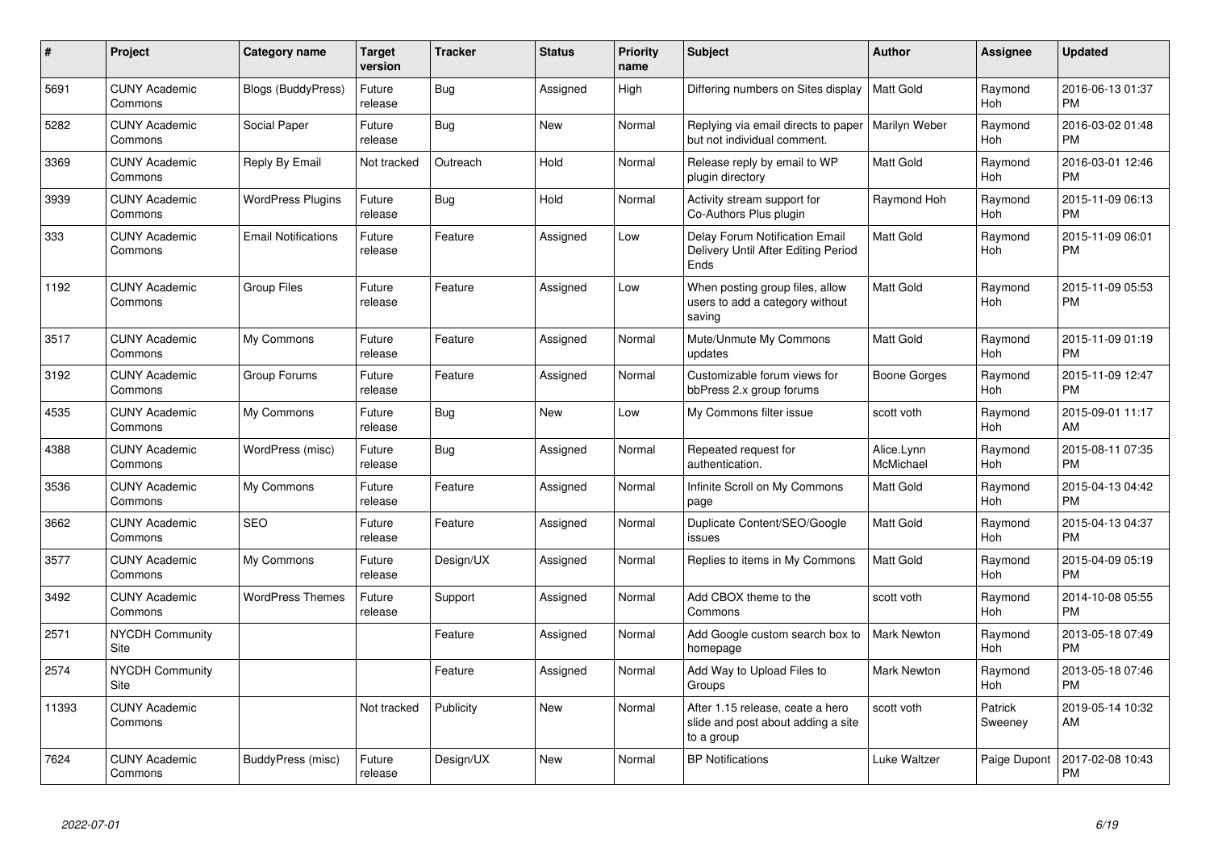| # | Project | Category name | Target version | Tracker | Status | Priority name | Subject | Author | Assignee | Updated |
|---|---|---|---|---|---|---|---|---|---|---|
| 5691 | CUNY Academic Commons | Blogs (BuddyPress) | Future release | Bug | Assigned | High | Differing numbers on Sites display | Matt Gold | Raymond Hoh | 2016-06-13 01:37 PM |
| 5282 | CUNY Academic Commons | Social Paper | Future release | Bug | New | Normal | Replying via email directs to paper but not individual comment. | Marilyn Weber | Raymond Hoh | 2016-03-02 01:48 PM |
| 3369 | CUNY Academic Commons | Reply By Email | Not tracked | Outreach | Hold | Normal | Release reply by email to WP plugin directory | Matt Gold | Raymond Hoh | 2016-03-01 12:46 PM |
| 3939 | CUNY Academic Commons | WordPress Plugins | Future release | Bug | Hold | Normal | Activity stream support for Co-Authors Plus plugin | Raymond Hoh | Raymond Hoh | 2015-11-09 06:13 PM |
| 333 | CUNY Academic Commons | Email Notifications | Future release | Feature | Assigned | Low | Delay Forum Notification Email Delivery Until After Editing Period Ends | Matt Gold | Raymond Hoh | 2015-11-09 06:01 PM |
| 1192 | CUNY Academic Commons | Group Files | Future release | Feature | Assigned | Low | When posting group files, allow users to add a category without saving | Matt Gold | Raymond Hoh | 2015-11-09 05:53 PM |
| 3517 | CUNY Academic Commons | My Commons | Future release | Feature | Assigned | Normal | Mute/Unmute My Commons updates | Matt Gold | Raymond Hoh | 2015-11-09 01:19 PM |
| 3192 | CUNY Academic Commons | Group Forums | Future release | Feature | Assigned | Normal | Customizable forum views for bbPress 2.x group forums | Boone Gorges | Raymond Hoh | 2015-11-09 12:47 PM |
| 4535 | CUNY Academic Commons | My Commons | Future release | Bug | New | Low | My Commons filter issue | scott voth | Raymond Hoh | 2015-09-01 11:17 AM |
| 4388 | CUNY Academic Commons | WordPress (misc) | Future release | Bug | Assigned | Normal | Repeated request for authentication. | Alice.Lynn McMichael | Raymond Hoh | 2015-08-11 07:35 PM |
| 3536 | CUNY Academic Commons | My Commons | Future release | Feature | Assigned | Normal | Infinite Scroll on My Commons page | Matt Gold | Raymond Hoh | 2015-04-13 04:42 PM |
| 3662 | CUNY Academic Commons | SEO | Future release | Feature | Assigned | Normal | Duplicate Content/SEO/Google issues | Matt Gold | Raymond Hoh | 2015-04-13 04:37 PM |
| 3577 | CUNY Academic Commons | My Commons | Future release | Design/UX | Assigned | Normal | Replies to items in My Commons | Matt Gold | Raymond Hoh | 2015-04-09 05:19 PM |
| 3492 | CUNY Academic Commons | WordPress Themes | Future release | Support | Assigned | Normal | Add CBOX theme to the Commons | scott voth | Raymond Hoh | 2014-10-08 05:55 PM |
| 2571 | NYCDH Community Site | | | Feature | Assigned | Normal | Add Google custom search box to homepage | Mark Newton | Raymond Hoh | 2013-05-18 07:49 PM |
| 2574 | NYCDH Community Site | | | Feature | Assigned | Normal | Add Way to Upload Files to Groups | Mark Newton | Raymond Hoh | 2013-05-18 07:46 PM |
| 11393 | CUNY Academic Commons | | Not tracked | Publicity | New | Normal | After 1.15 release, ceate a hero slide and post about adding a site to a group | scott voth | Patrick Sweeney | 2019-05-14 10:32 AM |
| 7624 | CUNY Academic Commons | BuddyPress (misc) | Future release | Design/UX | New | Normal | BP Notifications | Luke Waltzer | Paige Dupont | 2017-02-08 10:43 PM |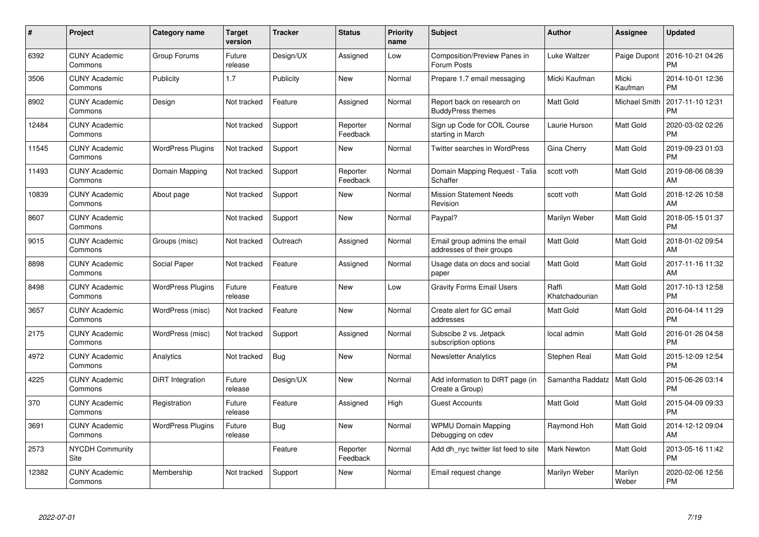| # | Project | Category name | Target version | Tracker | Status | Priority name | Subject | Author | Assignee | Updated |
|---|---|---|---|---|---|---|---|---|---|---|
| 6392 | CUNY Academic Commons | Group Forums | Future release | Design/UX | Assigned | Low | Composition/Preview Panes in Forum Posts | Luke Waltzer | Paige Dupont | 2016-10-21 04:26 PM |
| 3506 | CUNY Academic Commons | Publicity | 1.7 | Publicity | New | Normal | Prepare 1.7 email messaging | Micki Kaufman | Micki Kaufman | 2014-10-01 12:36 PM |
| 8902 | CUNY Academic Commons | Design | Not tracked | Feature | Assigned | Normal | Report back on research on BuddyPress themes | Matt Gold | Michael Smith | 2017-11-10 12:31 PM |
| 12484 | CUNY Academic Commons | | Not tracked | Support | Reporter Feedback | Normal | Sign up Code for COIL Course starting in March | Laurie Hurson | Matt Gold | 2020-03-02 02:26 PM |
| 11545 | CUNY Academic Commons | WordPress Plugins | Not tracked | Support | New | Normal | Twitter searches in WordPress | Gina Cherry | Matt Gold | 2019-09-23 01:03 PM |
| 11493 | CUNY Academic Commons | Domain Mapping | Not tracked | Support | Reporter Feedback | Normal | Domain Mapping Request - Talia Schaffer | scott voth | Matt Gold | 2019-08-06 08:39 AM |
| 10839 | CUNY Academic Commons | About page | Not tracked | Support | New | Normal | Mission Statement Needs Revision | scott voth | Matt Gold | 2018-12-26 10:58 AM |
| 8607 | CUNY Academic Commons | | Not tracked | Support | New | Normal | Paypal? | Marilyn Weber | Matt Gold | 2018-05-15 01:37 PM |
| 9015 | CUNY Academic Commons | Groups (misc) | Not tracked | Outreach | Assigned | Normal | Email group admins the email addresses of their groups | Matt Gold | Matt Gold | 2018-01-02 09:54 AM |
| 8898 | CUNY Academic Commons | Social Paper | Not tracked | Feature | Assigned | Normal | Usage data on docs and social paper | Matt Gold | Matt Gold | 2017-11-16 11:32 AM |
| 8498 | CUNY Academic Commons | WordPress Plugins | Future release | Feature | New | Low | Gravity Forms Email Users | Raffi Khatchadourian | Matt Gold | 2017-10-13 12:58 PM |
| 3657 | CUNY Academic Commons | WordPress (misc) | Not tracked | Feature | New | Normal | Create alert for GC email addresses | Matt Gold | Matt Gold | 2016-04-14 11:29 PM |
| 2175 | CUNY Academic Commons | WordPress (misc) | Not tracked | Support | Assigned | Normal | Subscibe 2 vs. Jetpack subscription options | local admin | Matt Gold | 2016-01-26 04:58 PM |
| 4972 | CUNY Academic Commons | Analytics | Not tracked | Bug | New | Normal | Newsletter Analytics | Stephen Real | Matt Gold | 2015-12-09 12:54 PM |
| 4225 | CUNY Academic Commons | DiRT Integration | Future release | Design/UX | New | Normal | Add information to DIRT page (in Create a Group) | Samantha Raddatz | Matt Gold | 2015-06-26 03:14 PM |
| 370 | CUNY Academic Commons | Registration | Future release | Feature | Assigned | High | Guest Accounts | Matt Gold | Matt Gold | 2015-04-09 09:33 PM |
| 3691 | CUNY Academic Commons | WordPress Plugins | Future release | Bug | New | Normal | WPMU Domain Mapping Debugging on cdev | Raymond Hoh | Matt Gold | 2014-12-12 09:04 AM |
| 2573 | NYCDH Community Site | | | Feature | Reporter Feedback | Normal | Add dh_nyc twitter list feed to site | Mark Newton | Matt Gold | 2013-05-16 11:42 PM |
| 12382 | CUNY Academic Commons | Membership | Not tracked | Support | New | Normal | Email request change | Marilyn Weber | Marilyn Weber | 2020-02-06 12:56 PM |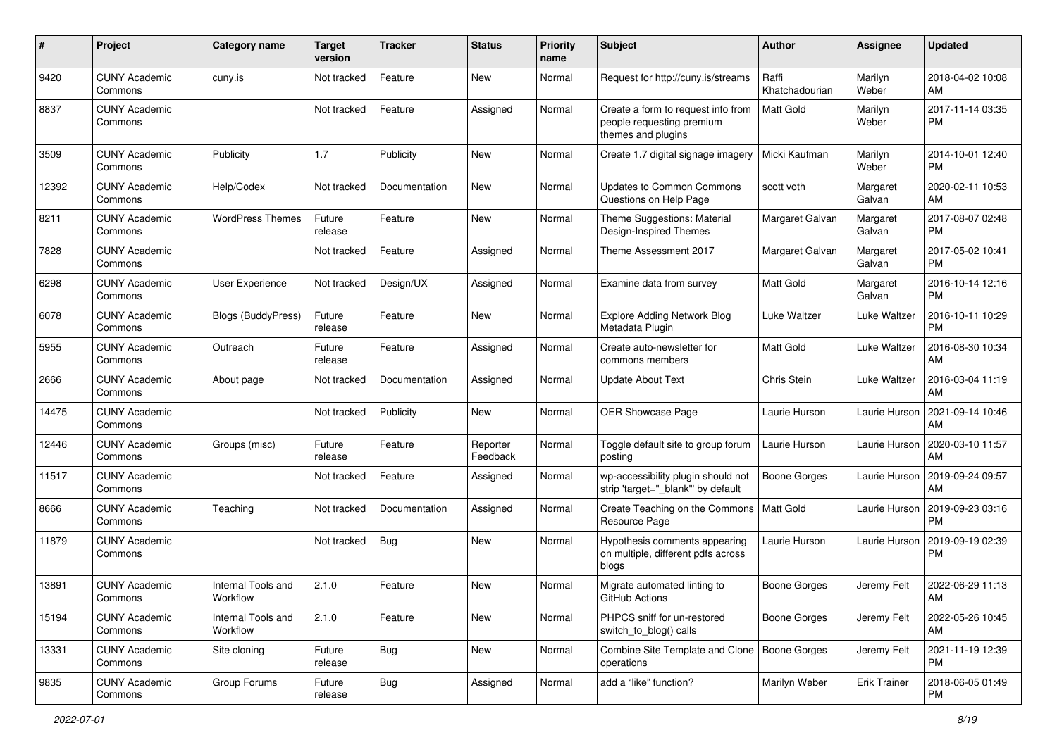| # | Project | Category name | Target version | Tracker | Status | Priority name | Subject | Author | Assignee | Updated |
|---|---|---|---|---|---|---|---|---|---|---|
| 9420 | CUNY Academic Commons | cuny.is | Not tracked | Feature | New | Normal | Request for http://cuny.is/streams | Raffi Khatchadourian | Marilyn Weber | 2018-04-02 10:08 AM |
| 8837 | CUNY Academic Commons | | Not tracked | Feature | Assigned | Normal | Create a form to request info from people requesting premium themes and plugins | Matt Gold | Marilyn Weber | 2017-11-14 03:35 PM |
| 3509 | CUNY Academic Commons | Publicity | 1.7 | Publicity | New | Normal | Create 1.7 digital signage imagery | Micki Kaufman | Marilyn Weber | 2014-10-01 12:40 PM |
| 12392 | CUNY Academic Commons | Help/Codex | Not tracked | Documentation | New | Normal | Updates to Common Commons Questions on Help Page | scott voth | Margaret Galvan | 2020-02-11 10:53 AM |
| 8211 | CUNY Academic Commons | WordPress Themes | Future release | Feature | New | Normal | Theme Suggestions: Material Design-Inspired Themes | Margaret Galvan | Margaret Galvan | 2017-08-07 02:48 PM |
| 7828 | CUNY Academic Commons | | Not tracked | Feature | Assigned | Normal | Theme Assessment 2017 | Margaret Galvan | Margaret Galvan | 2017-05-02 10:41 PM |
| 6298 | CUNY Academic Commons | User Experience | Not tracked | Design/UX | Assigned | Normal | Examine data from survey | Matt Gold | Margaret Galvan | 2016-10-14 12:16 PM |
| 6078 | CUNY Academic Commons | Blogs (BuddyPress) | Future release | Feature | New | Normal | Explore Adding Network Blog Metadata Plugin | Luke Waltzer | Luke Waltzer | 2016-10-11 10:29 PM |
| 5955 | CUNY Academic Commons | Outreach | Future release | Feature | Assigned | Normal | Create auto-newsletter for commons members | Matt Gold | Luke Waltzer | 2016-08-30 10:34 AM |
| 2666 | CUNY Academic Commons | About page | Not tracked | Documentation | Assigned | Normal | Update About Text | Chris Stein | Luke Waltzer | 2016-03-04 11:19 AM |
| 14475 | CUNY Academic Commons | | Not tracked | Publicity | New | Normal | OER Showcase Page | Laurie Hurson | Laurie Hurson | 2021-09-14 10:46 AM |
| 12446 | CUNY Academic Commons | Groups (misc) | Future release | Feature | Reporter Feedback | Normal | Toggle default site to group forum posting | Laurie Hurson | Laurie Hurson | 2020-03-10 11:57 AM |
| 11517 | CUNY Academic Commons | | Not tracked | Feature | Assigned | Normal | wp-accessibility plugin should not strip 'target="_blank"' by default | Boone Gorges | Laurie Hurson | 2019-09-24 09:57 AM |
| 8666 | CUNY Academic Commons | Teaching | Not tracked | Documentation | Assigned | Normal | Create Teaching on the Commons Resource Page | Matt Gold | Laurie Hurson | 2019-09-23 03:16 PM |
| 11879 | CUNY Academic Commons | | Not tracked | Bug | New | Normal | Hypothesis comments appearing on multiple, different pdfs across blogs | Laurie Hurson | Laurie Hurson | 2019-09-19 02:39 PM |
| 13891 | CUNY Academic Commons | Internal Tools and Workflow | 2.1.0 | Feature | New | Normal | Migrate automated linting to GitHub Actions | Boone Gorges | Jeremy Felt | 2022-06-29 11:13 AM |
| 15194 | CUNY Academic Commons | Internal Tools and Workflow | 2.1.0 | Feature | New | Normal | PHPCS sniff for un-restored switch_to_blog() calls | Boone Gorges | Jeremy Felt | 2022-05-26 10:45 AM |
| 13331 | CUNY Academic Commons | Site cloning | Future release | Bug | New | Normal | Combine Site Template and Clone operations | Boone Gorges | Jeremy Felt | 2021-11-19 12:39 PM |
| 9835 | CUNY Academic Commons | Group Forums | Future release | Bug | Assigned | Normal | add a "like" function? | Marilyn Weber | Erik Trainer | 2018-06-05 01:49 PM |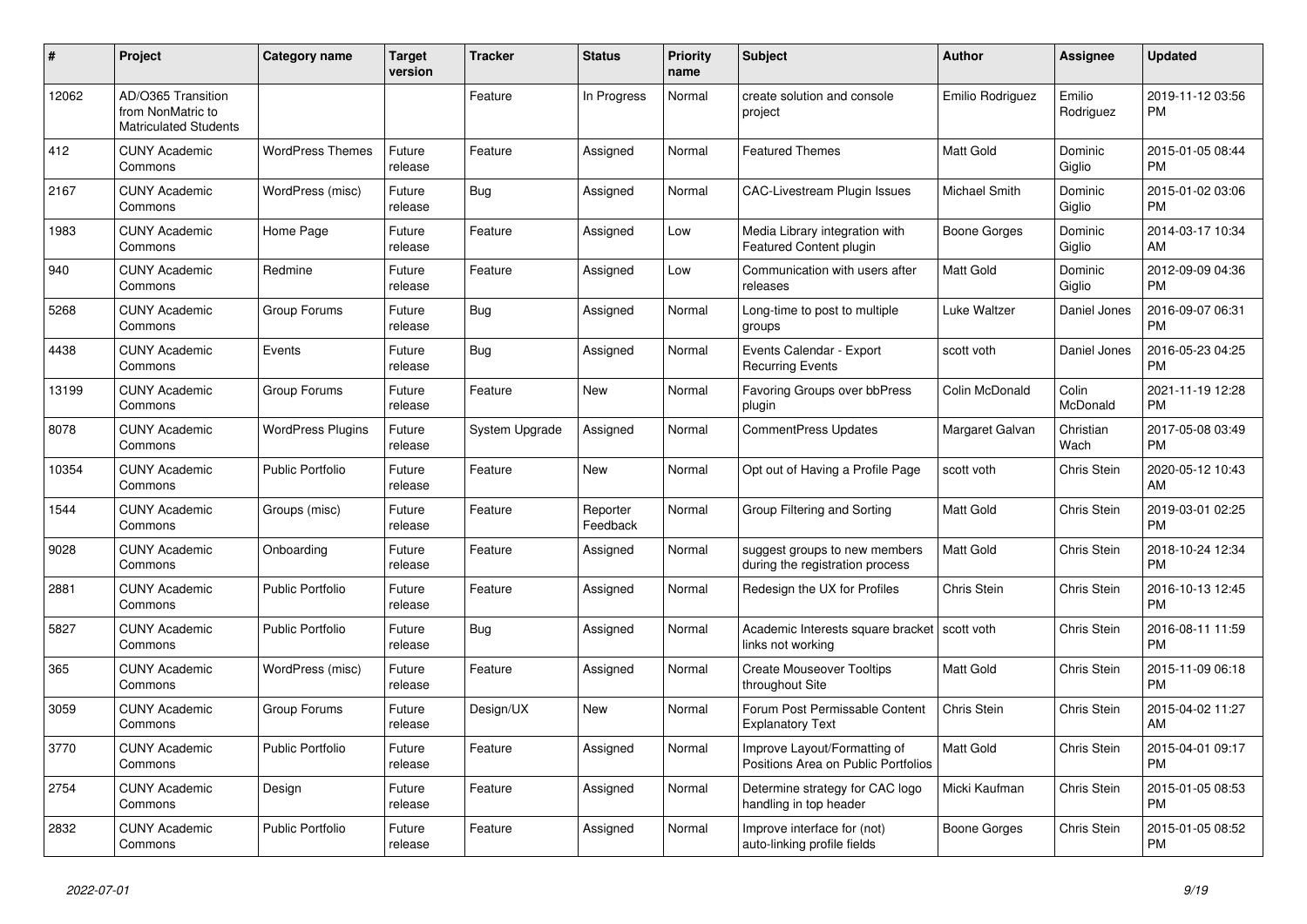| # | Project | Category name | Target version | Tracker | Status | Priority name | Subject | Author | Assignee | Updated |
|---|---|---|---|---|---|---|---|---|---|---|
| 12062 | AD/O365 Transition from NonMatric to Matriculated Students | | | Feature | In Progress | Normal | create solution and console project | Emilio Rodriguez | Emilio Rodriguez | 2019-11-12 03:56 PM |
| 412 | CUNY Academic Commons | WordPress Themes | Future release | Feature | Assigned | Normal | Featured Themes | Matt Gold | Dominic Giglio | 2015-01-05 08:44 PM |
| 2167 | CUNY Academic Commons | WordPress (misc) | Future release | Bug | Assigned | Normal | CAC-Livestream Plugin Issues | Michael Smith | Dominic Giglio | 2015-01-02 03:06 PM |
| 1983 | CUNY Academic Commons | Home Page | Future release | Feature | Assigned | Low | Media Library integration with Featured Content plugin | Boone Gorges | Dominic Giglio | 2014-03-17 10:34 AM |
| 940 | CUNY Academic Commons | Redmine | Future release | Feature | Assigned | Low | Communication with users after releases | Matt Gold | Dominic Giglio | 2012-09-09 04:36 PM |
| 5268 | CUNY Academic Commons | Group Forums | Future release | Bug | Assigned | Normal | Long-time to post to multiple groups | Luke Waltzer | Daniel Jones | 2016-09-07 06:31 PM |
| 4438 | CUNY Academic Commons | Events | Future release | Bug | Assigned | Normal | Events Calendar - Export Recurring Events | scott voth | Daniel Jones | 2016-05-23 04:25 PM |
| 13199 | CUNY Academic Commons | Group Forums | Future release | Feature | New | Normal | Favoring Groups over bbPress plugin | Colin McDonald | Colin McDonald | 2021-11-19 12:28 PM |
| 8078 | CUNY Academic Commons | WordPress Plugins | Future release | System Upgrade | Assigned | Normal | CommentPress Updates | Margaret Galvan | Christian Wach | 2017-05-08 03:49 PM |
| 10354 | CUNY Academic Commons | Public Portfolio | Future release | Feature | New | Normal | Opt out of Having a Profile Page | scott voth | Chris Stein | 2020-05-12 10:43 AM |
| 1544 | CUNY Academic Commons | Groups (misc) | Future release | Feature | Reporter Feedback | Normal | Group Filtering and Sorting | Matt Gold | Chris Stein | 2019-03-01 02:25 PM |
| 9028 | CUNY Academic Commons | Onboarding | Future release | Feature | Assigned | Normal | suggest groups to new members during the registration process | Matt Gold | Chris Stein | 2018-10-24 12:34 PM |
| 2881 | CUNY Academic Commons | Public Portfolio | Future release | Feature | Assigned | Normal | Redesign the UX for Profiles | Chris Stein | Chris Stein | 2016-10-13 12:45 PM |
| 5827 | CUNY Academic Commons | Public Portfolio | Future release | Bug | Assigned | Normal | Academic Interests square bracket links not working | scott voth | Chris Stein | 2016-08-11 11:59 PM |
| 365 | CUNY Academic Commons | WordPress (misc) | Future release | Feature | Assigned | Normal | Create Mouseover Tooltips throughout Site | Matt Gold | Chris Stein | 2015-11-09 06:18 PM |
| 3059 | CUNY Academic Commons | Group Forums | Future release | Design/UX | New | Normal | Forum Post Permissable Content Explanatory Text | Chris Stein | Chris Stein | 2015-04-02 11:27 AM |
| 3770 | CUNY Academic Commons | Public Portfolio | Future release | Feature | Assigned | Normal | Improve Layout/Formatting of Positions Area on Public Portfolios | Matt Gold | Chris Stein | 2015-04-01 09:17 PM |
| 2754 | CUNY Academic Commons | Design | Future release | Feature | Assigned | Normal | Determine strategy for CAC logo handling in top header | Micki Kaufman | Chris Stein | 2015-01-05 08:53 PM |
| 2832 | CUNY Academic Commons | Public Portfolio | Future release | Feature | Assigned | Normal | Improve interface for (not) auto-linking profile fields | Boone Gorges | Chris Stein | 2015-01-05 08:52 PM |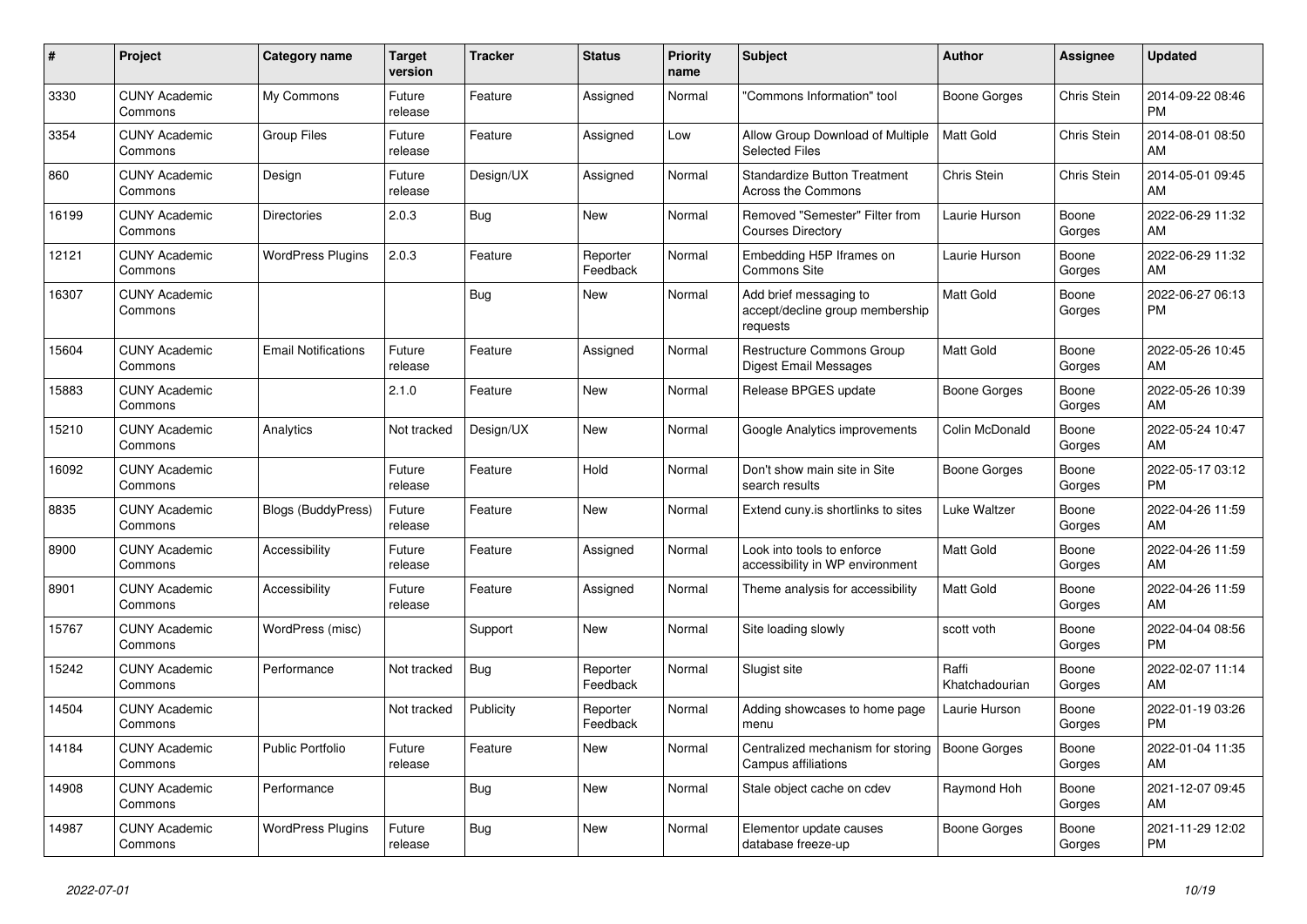| # | Project | Category name | Target version | Tracker | Status | Priority name | Subject | Author | Assignee | Updated |
|---|---|---|---|---|---|---|---|---|---|---|
| 3330 | CUNY Academic Commons | My Commons | Future release | Feature | Assigned | Normal | "Commons Information" tool | Boone Gorges | Chris Stein | 2014-09-22 08:46 PM |
| 3354 | CUNY Academic Commons | Group Files | Future release | Feature | Assigned | Low | Allow Group Download of Multiple Selected Files | Matt Gold | Chris Stein | 2014-08-01 08:50 AM |
| 860 | CUNY Academic Commons | Design | Future release | Design/UX | Assigned | Normal | Standardize Button Treatment Across the Commons | Chris Stein | Chris Stein | 2014-05-01 09:45 AM |
| 16199 | CUNY Academic Commons | Directories | 2.0.3 | Bug | New | Normal | Removed "Semester" Filter from Courses Directory | Laurie Hurson | Boone Gorges | 2022-06-29 11:32 AM |
| 12121 | CUNY Academic Commons | WordPress Plugins | 2.0.3 | Feature | Reporter Feedback | Normal | Embedding H5P Iframes on Commons Site | Laurie Hurson | Boone Gorges | 2022-06-29 11:32 AM |
| 16307 | CUNY Academic Commons | | | Bug | New | Normal | Add brief messaging to accept/decline group membership requests | Matt Gold | Boone Gorges | 2022-06-27 06:13 PM |
| 15604 | CUNY Academic Commons | Email Notifications | Future release | Feature | Assigned | Normal | Restructure Commons Group Digest Email Messages | Matt Gold | Boone Gorges | 2022-05-26 10:45 AM |
| 15883 | CUNY Academic Commons | | 2.1.0 | Feature | New | Normal | Release BPGES update | Boone Gorges | Boone Gorges | 2022-05-26 10:39 AM |
| 15210 | CUNY Academic Commons | Analytics | Not tracked | Design/UX | New | Normal | Google Analytics improvements | Colin McDonald | Boone Gorges | 2022-05-24 10:47 AM |
| 16092 | CUNY Academic Commons | | Future release | Feature | Hold | Normal | Don't show main site in Site search results | Boone Gorges | Boone Gorges | 2022-05-17 03:12 PM |
| 8835 | CUNY Academic Commons | Blogs (BuddyPress) | Future release | Feature | New | Normal | Extend cuny.is shortlinks to sites | Luke Waltzer | Boone Gorges | 2022-04-26 11:59 AM |
| 8900 | CUNY Academic Commons | Accessibility | Future release | Feature | Assigned | Normal | Look into tools to enforce accessibility in WP environment | Matt Gold | Boone Gorges | 2022-04-26 11:59 AM |
| 8901 | CUNY Academic Commons | Accessibility | Future release | Feature | Assigned | Normal | Theme analysis for accessibility | Matt Gold | Boone Gorges | 2022-04-26 11:59 AM |
| 15767 | CUNY Academic Commons | WordPress (misc) | | Support | New | Normal | Site loading slowly | scott voth | Boone Gorges | 2022-04-04 08:56 PM |
| 15242 | CUNY Academic Commons | Performance | Not tracked | Bug | Reporter Feedback | Normal | Slugist site | Raffi Khatchadourian | Boone Gorges | 2022-02-07 11:14 AM |
| 14504 | CUNY Academic Commons | | Not tracked | Publicity | Reporter Feedback | Normal | Adding showcases to home page menu | Laurie Hurson | Boone Gorges | 2022-01-19 03:26 PM |
| 14184 | CUNY Academic Commons | Public Portfolio | Future release | Feature | New | Normal | Centralized mechanism for storing Campus affiliations | Boone Gorges | Boone Gorges | 2022-01-04 11:35 AM |
| 14908 | CUNY Academic Commons | Performance | | Bug | New | Normal | Stale object cache on cdev | Raymond Hoh | Boone Gorges | 2021-12-07 09:45 AM |
| 14987 | CUNY Academic Commons | WordPress Plugins | Future release | Bug | New | Normal | Elementor update causes database freeze-up | Boone Gorges | Boone Gorges | 2021-11-29 12:02 PM |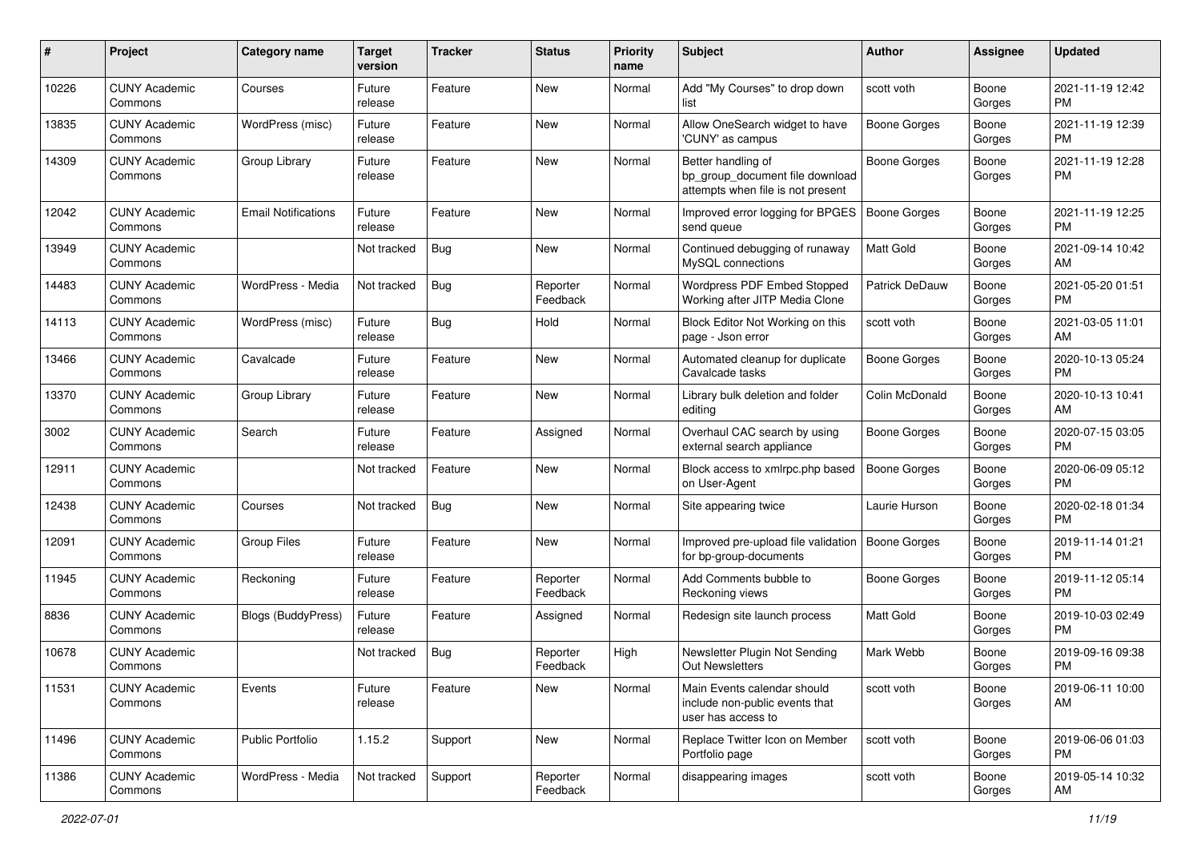| # | Project | Category name | Target version | Tracker | Status | Priority name | Subject | Author | Assignee | Updated |
|---|---|---|---|---|---|---|---|---|---|---|
| 10226 | CUNY Academic Commons | Courses | Future release | Feature | New | Normal | Add "My Courses" to drop down list | scott voth | Boone Gorges | 2021-11-19 12:42 PM |
| 13835 | CUNY Academic Commons | WordPress (misc) | Future release | Feature | New | Normal | Allow OneSearch widget to have 'CUNY' as campus | Boone Gorges | Boone Gorges | 2021-11-19 12:39 PM |
| 14309 | CUNY Academic Commons | Group Library | Future release | Feature | New | Normal | Better handling of bp_group_document file download attempts when file is not present | Boone Gorges | Boone Gorges | 2021-11-19 12:28 PM |
| 12042 | CUNY Academic Commons | Email Notifications | Future release | Feature | New | Normal | Improved error logging for BPGES send queue | Boone Gorges | Boone Gorges | 2021-11-19 12:25 PM |
| 13949 | CUNY Academic Commons | | Not tracked | Bug | New | Normal | Continued debugging of runaway MySQL connections | Matt Gold | Boone Gorges | 2021-09-14 10:42 AM |
| 14483 | CUNY Academic Commons | WordPress - Media | Not tracked | Bug | Reporter Feedback | Normal | Wordpress PDF Embed Stopped Working after JITP Media Clone | Patrick DeDauw | Boone Gorges | 2021-05-20 01:51 PM |
| 14113 | CUNY Academic Commons | WordPress (misc) | Future release | Bug | Hold | Normal | Block Editor Not Working on this page - Json error | scott voth | Boone Gorges | 2021-03-05 11:01 AM |
| 13466 | CUNY Academic Commons | Cavalcade | Future release | Feature | New | Normal | Automated cleanup for duplicate Cavalcade tasks | Boone Gorges | Boone Gorges | 2020-10-13 05:24 PM |
| 13370 | CUNY Academic Commons | Group Library | Future release | Feature | New | Normal | Library bulk deletion and folder editing | Colin McDonald | Boone Gorges | 2020-10-13 10:41 AM |
| 3002 | CUNY Academic Commons | Search | Future release | Feature | Assigned | Normal | Overhaul CAC search by using external search appliance | Boone Gorges | Boone Gorges | 2020-07-15 03:05 PM |
| 12911 | CUNY Academic Commons | | Not tracked | Feature | New | Normal | Block access to xmlrpc.php based on User-Agent | Boone Gorges | Boone Gorges | 2020-06-09 05:12 PM |
| 12438 | CUNY Academic Commons | Courses | Not tracked | Bug | New | Normal | Site appearing twice | Laurie Hurson | Boone Gorges | 2020-02-18 01:34 PM |
| 12091 | CUNY Academic Commons | Group Files | Future release | Feature | New | Normal | Improved pre-upload file validation for bp-group-documents | Boone Gorges | Boone Gorges | 2019-11-14 01:21 PM |
| 11945 | CUNY Academic Commons | Reckoning | Future release | Feature | Reporter Feedback | Normal | Add Comments bubble to Reckoning views | Boone Gorges | Boone Gorges | 2019-11-12 05:14 PM |
| 8836 | CUNY Academic Commons | Blogs (BuddyPress) | Future release | Feature | Assigned | Normal | Redesign site launch process | Matt Gold | Boone Gorges | 2019-10-03 02:49 PM |
| 10678 | CUNY Academic Commons | | Not tracked | Bug | Reporter Feedback | High | Newsletter Plugin Not Sending Out Newsletters | Mark Webb | Boone Gorges | 2019-09-16 09:38 PM |
| 11531 | CUNY Academic Commons | Events | Future release | Feature | New | Normal | Main Events calendar should include non-public events that user has access to | scott voth | Boone Gorges | 2019-06-11 10:00 AM |
| 11496 | CUNY Academic Commons | Public Portfolio | 1.15.2 | Support | New | Normal | Replace Twitter Icon on Member Portfolio page | scott voth | Boone Gorges | 2019-06-06 01:03 PM |
| 11386 | CUNY Academic Commons | WordPress - Media | Not tracked | Support | Reporter Feedback | Normal | disappearing images | scott voth | Boone Gorges | 2019-05-14 10:32 AM |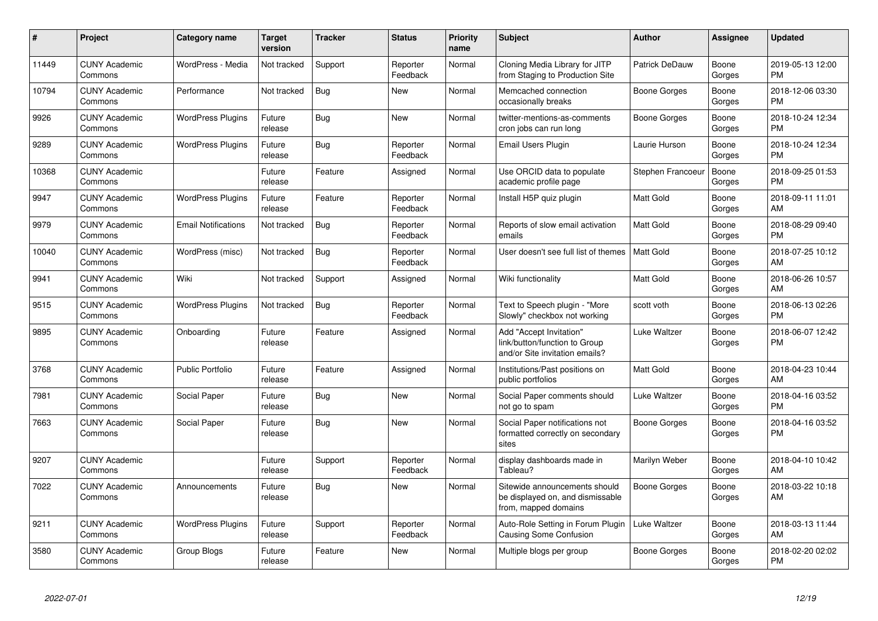| # | Project | Category name | Target version | Tracker | Status | Priority name | Subject | Author | Assignee | Updated |
|---|---|---|---|---|---|---|---|---|---|---|
| 11449 | CUNY Academic Commons | WordPress - Media | Not tracked | Support | Reporter Feedback | Normal | Cloning Media Library for JITP from Staging to Production Site | Patrick DeDauw | Boone Gorges | 2019-05-13 12:00 PM |
| 10794 | CUNY Academic Commons | Performance | Not tracked | Bug | New | Normal | Memcached connection occasionally breaks | Boone Gorges | Boone Gorges | 2018-12-06 03:30 PM |
| 9926 | CUNY Academic Commons | WordPress Plugins | Future release | Bug | New | Normal | twitter-mentions-as-comments cron jobs can run long | Boone Gorges | Boone Gorges | 2018-10-24 12:34 PM |
| 9289 | CUNY Academic Commons | WordPress Plugins | Future release | Bug | Reporter Feedback | Normal | Email Users Plugin | Laurie Hurson | Boone Gorges | 2018-10-24 12:34 PM |
| 10368 | CUNY Academic Commons | | Future release | Feature | Assigned | Normal | Use ORCID data to populate academic profile page | Stephen Francoeur | Boone Gorges | 2018-09-25 01:53 PM |
| 9947 | CUNY Academic Commons | WordPress Plugins | Future release | Feature | Reporter Feedback | Normal | Install H5P quiz plugin | Matt Gold | Boone Gorges | 2018-09-11 11:01 AM |
| 9979 | CUNY Academic Commons | Email Notifications | Not tracked | Bug | Reporter Feedback | Normal | Reports of slow email activation emails | Matt Gold | Boone Gorges | 2018-08-29 09:40 PM |
| 10040 | CUNY Academic Commons | WordPress (misc) | Not tracked | Bug | Reporter Feedback | Normal | User doesn't see full list of themes | Matt Gold | Boone Gorges | 2018-07-25 10:12 AM |
| 9941 | CUNY Academic Commons | Wiki | Not tracked | Support | Assigned | Normal | Wiki functionality | Matt Gold | Boone Gorges | 2018-06-26 10:57 AM |
| 9515 | CUNY Academic Commons | WordPress Plugins | Not tracked | Bug | Reporter Feedback | Normal | Text to Speech plugin - "More Slowly" checkbox not working | scott voth | Boone Gorges | 2018-06-13 02:26 PM |
| 9895 | CUNY Academic Commons | Onboarding | Future release | Feature | Assigned | Normal | Add "Accept Invitation" link/button/function to Group and/or Site invitation emails? | Luke Waltzer | Boone Gorges | 2018-06-07 12:42 PM |
| 3768 | CUNY Academic Commons | Public Portfolio | Future release | Feature | Assigned | Normal | Institutions/Past positions on public portfolios | Matt Gold | Boone Gorges | 2018-04-23 10:44 AM |
| 7981 | CUNY Academic Commons | Social Paper | Future release | Bug | New | Normal | Social Paper comments should not go to spam | Luke Waltzer | Boone Gorges | 2018-04-16 03:52 PM |
| 7663 | CUNY Academic Commons | Social Paper | Future release | Bug | New | Normal | Social Paper notifications not formatted correctly on secondary sites | Boone Gorges | Boone Gorges | 2018-04-16 03:52 PM |
| 9207 | CUNY Academic Commons | | Future release | Support | Reporter Feedback | Normal | display dashboards made in Tableau? | Marilyn Weber | Boone Gorges | 2018-04-10 10:42 AM |
| 7022 | CUNY Academic Commons | Announcements | Future release | Bug | New | Normal | Sitewide announcements should be displayed on, and dismissable from, mapped domains | Boone Gorges | Boone Gorges | 2018-03-22 10:18 AM |
| 9211 | CUNY Academic Commons | WordPress Plugins | Future release | Support | Reporter Feedback | Normal | Auto-Role Setting in Forum Plugin Causing Some Confusion | Luke Waltzer | Boone Gorges | 2018-03-13 11:44 AM |
| 3580 | CUNY Academic Commons | Group Blogs | Future release | Feature | New | Normal | Multiple blogs per group | Boone Gorges | Boone Gorges | 2018-02-20 02:02 PM |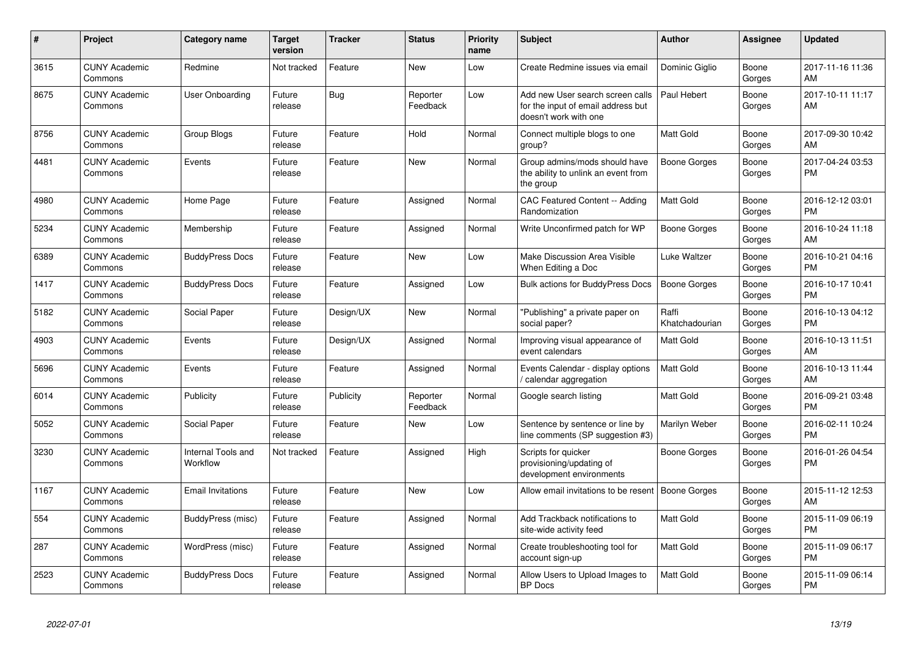| # | Project | Category name | Target version | Tracker | Status | Priority name | Subject | Author | Assignee | Updated |
|---|---|---|---|---|---|---|---|---|---|---|
| 3615 | CUNY Academic Commons | Redmine | Not tracked | Feature | New | Low | Create Redmine issues via email | Dominic Giglio | Boone Gorges | 2017-11-16 11:36 AM |
| 8675 | CUNY Academic Commons | User Onboarding | Future release | Bug | Reporter Feedback | Low | Add new User search screen calls for the input of email address but doesn't work with one | Paul Hebert | Boone Gorges | 2017-10-11 11:17 AM |
| 8756 | CUNY Academic Commons | Group Blogs | Future release | Feature | Hold | Normal | Connect multiple blogs to one group? | Matt Gold | Boone Gorges | 2017-09-30 10:42 AM |
| 4481 | CUNY Academic Commons | Events | Future release | Feature | New | Normal | Group admins/mods should have the ability to unlink an event from the group | Boone Gorges | Boone Gorges | 2017-04-24 03:53 PM |
| 4980 | CUNY Academic Commons | Home Page | Future release | Feature | Assigned | Normal | CAC Featured Content -- Adding Randomization | Matt Gold | Boone Gorges | 2016-12-12 03:01 PM |
| 5234 | CUNY Academic Commons | Membership | Future release | Feature | Assigned | Normal | Write Unconfirmed patch for WP | Boone Gorges | Boone Gorges | 2016-10-24 11:18 AM |
| 6389 | CUNY Academic Commons | BuddyPress Docs | Future release | Feature | New | Low | Make Discussion Area Visible When Editing a Doc | Luke Waltzer | Boone Gorges | 2016-10-21 04:16 PM |
| 1417 | CUNY Academic Commons | BuddyPress Docs | Future release | Feature | Assigned | Low | Bulk actions for BuddyPress Docs | Boone Gorges | Boone Gorges | 2016-10-17 10:41 PM |
| 5182 | CUNY Academic Commons | Social Paper | Future release | Design/UX | New | Normal | "Publishing" a private paper on social paper? | Raffi Khatchadourian | Boone Gorges | 2016-10-13 04:12 PM |
| 4903 | CUNY Academic Commons | Events | Future release | Design/UX | Assigned | Normal | Improving visual appearance of event calendars | Matt Gold | Boone Gorges | 2016-10-13 11:51 AM |
| 5696 | CUNY Academic Commons | Events | Future release | Feature | Assigned | Normal | Events Calendar - display options / calendar aggregation | Matt Gold | Boone Gorges | 2016-10-13 11:44 AM |
| 6014 | CUNY Academic Commons | Publicity | Future release | Publicity | Reporter Feedback | Normal | Google search listing | Matt Gold | Boone Gorges | 2016-09-21 03:48 PM |
| 5052 | CUNY Academic Commons | Social Paper | Future release | Feature | New | Low | Sentence by sentence or line by line comments (SP suggestion #3) | Marilyn Weber | Boone Gorges | 2016-02-11 10:24 PM |
| 3230 | CUNY Academic Commons | Internal Tools and Workflow | Not tracked | Feature | Assigned | High | Scripts for quicker provisioning/updating of development environments | Boone Gorges | Boone Gorges | 2016-01-26 04:54 PM |
| 1167 | CUNY Academic Commons | Email Invitations | Future release | Feature | New | Low | Allow email invitations to be resent | Boone Gorges | Boone Gorges | 2015-11-12 12:53 AM |
| 554 | CUNY Academic Commons | BuddyPress (misc) | Future release | Feature | Assigned | Normal | Add Trackback notifications to site-wide activity feed | Matt Gold | Boone Gorges | 2015-11-09 06:19 PM |
| 287 | CUNY Academic Commons | WordPress (misc) | Future release | Feature | Assigned | Normal | Create troubleshooting tool for account sign-up | Matt Gold | Boone Gorges | 2015-11-09 06:17 PM |
| 2523 | CUNY Academic Commons | BuddyPress Docs | Future release | Feature | Assigned | Normal | Allow Users to Upload Images to BP Docs | Matt Gold | Boone Gorges | 2015-11-09 06:14 PM |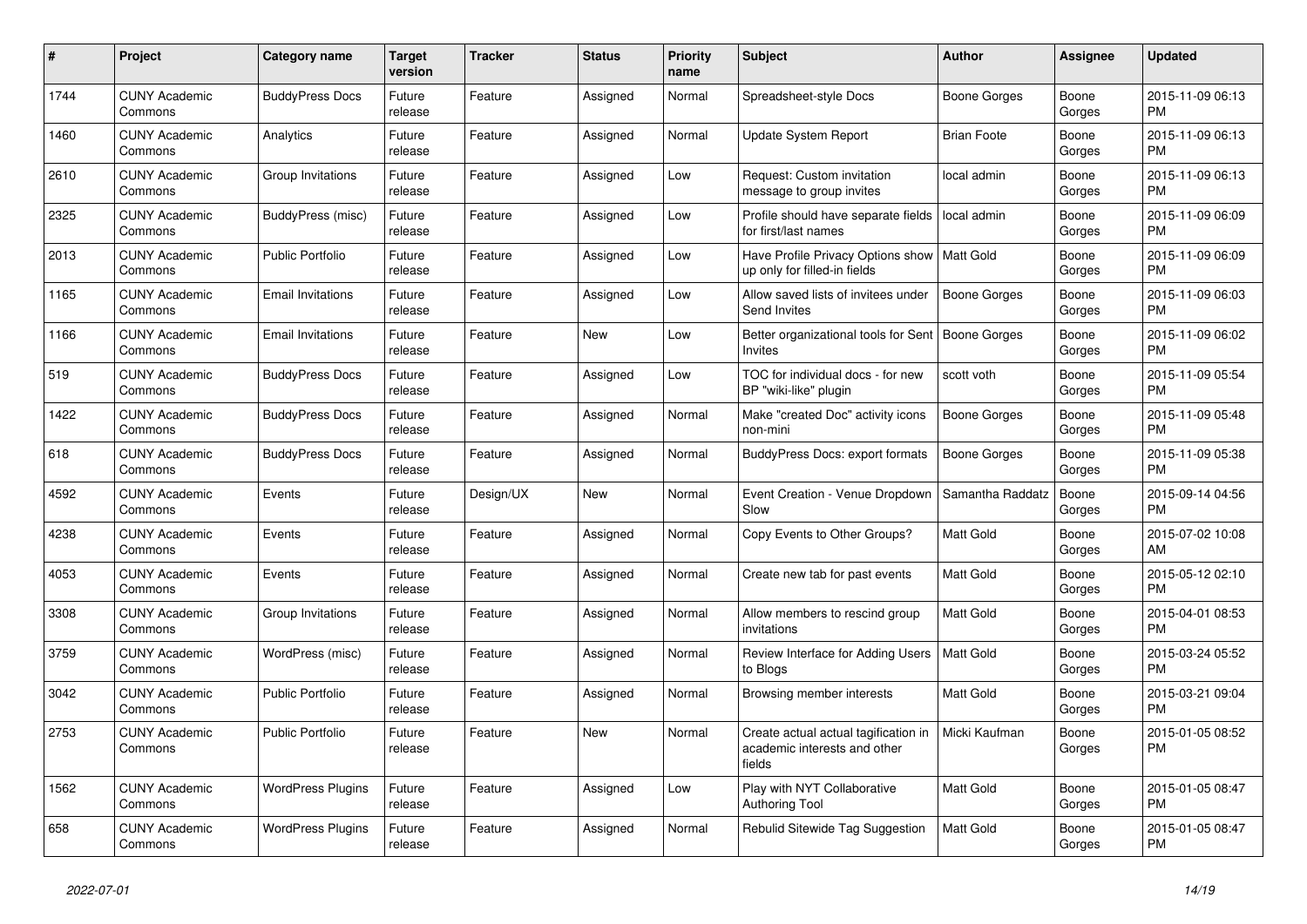| # | Project | Category name | Target version | Tracker | Status | Priority name | Subject | Author | Assignee | Updated |
|---|---|---|---|---|---|---|---|---|---|---|
| 1744 | CUNY Academic Commons | BuddyPress Docs | Future release | Feature | Assigned | Normal | Spreadsheet-style Docs | Boone Gorges | Boone Gorges | 2015-11-09 06:13 PM |
| 1460 | CUNY Academic Commons | Analytics | Future release | Feature | Assigned | Normal | Update System Report | Brian Foote | Boone Gorges | 2015-11-09 06:13 PM |
| 2610 | CUNY Academic Commons | Group Invitations | Future release | Feature | Assigned | Low | Request: Custom invitation message to group invites | local admin | Boone Gorges | 2015-11-09 06:13 PM |
| 2325 | CUNY Academic Commons | BuddyPress (misc) | Future release | Feature | Assigned | Low | Profile should have separate fields for first/last names | local admin | Boone Gorges | 2015-11-09 06:09 PM |
| 2013 | CUNY Academic Commons | Public Portfolio | Future release | Feature | Assigned | Low | Have Profile Privacy Options show up only for filled-in fields | Matt Gold | Boone Gorges | 2015-11-09 06:09 PM |
| 1165 | CUNY Academic Commons | Email Invitations | Future release | Feature | Assigned | Low | Allow saved lists of invitees under Send Invites | Boone Gorges | Boone Gorges | 2015-11-09 06:03 PM |
| 1166 | CUNY Academic Commons | Email Invitations | Future release | Feature | New | Low | Better organizational tools for Sent Invites | Boone Gorges | Boone Gorges | 2015-11-09 06:02 PM |
| 519 | CUNY Academic Commons | BuddyPress Docs | Future release | Feature | Assigned | Low | TOC for individual docs - for new BP "wiki-like" plugin | scott voth | Boone Gorges | 2015-11-09 05:54 PM |
| 1422 | CUNY Academic Commons | BuddyPress Docs | Future release | Feature | Assigned | Normal | Make "created Doc" activity icons non-mini | Boone Gorges | Boone Gorges | 2015-11-09 05:48 PM |
| 618 | CUNY Academic Commons | BuddyPress Docs | Future release | Feature | Assigned | Normal | BuddyPress Docs: export formats | Boone Gorges | Boone Gorges | 2015-11-09 05:38 PM |
| 4592 | CUNY Academic Commons | Events | Future release | Design/UX | New | Normal | Event Creation - Venue Dropdown Slow | Samantha Raddatz | Boone Gorges | 2015-09-14 04:56 PM |
| 4238 | CUNY Academic Commons | Events | Future release | Feature | Assigned | Normal | Copy Events to Other Groups? | Matt Gold | Boone Gorges | 2015-07-02 10:08 AM |
| 4053 | CUNY Academic Commons | Events | Future release | Feature | Assigned | Normal | Create new tab for past events | Matt Gold | Boone Gorges | 2015-05-12 02:10 PM |
| 3308 | CUNY Academic Commons | Group Invitations | Future release | Feature | Assigned | Normal | Allow members to rescind group invitations | Matt Gold | Boone Gorges | 2015-04-01 08:53 PM |
| 3759 | CUNY Academic Commons | WordPress (misc) | Future release | Feature | Assigned | Normal | Review Interface for Adding Users to Blogs | Matt Gold | Boone Gorges | 2015-03-24 05:52 PM |
| 3042 | CUNY Academic Commons | Public Portfolio | Future release | Feature | Assigned | Normal | Browsing member interests | Matt Gold | Boone Gorges | 2015-03-21 09:04 PM |
| 2753 | CUNY Academic Commons | Public Portfolio | Future release | Feature | New | Normal | Create actual actual tagification in academic interests and other fields | Micki Kaufman | Boone Gorges | 2015-01-05 08:52 PM |
| 1562 | CUNY Academic Commons | WordPress Plugins | Future release | Feature | Assigned | Low | Play with NYT Collaborative Authoring Tool | Matt Gold | Boone Gorges | 2015-01-05 08:47 PM |
| 658 | CUNY Academic Commons | WordPress Plugins | Future release | Feature | Assigned | Normal | Rebulid Sitewide Tag Suggestion | Matt Gold | Boone Gorges | 2015-01-05 08:47 PM |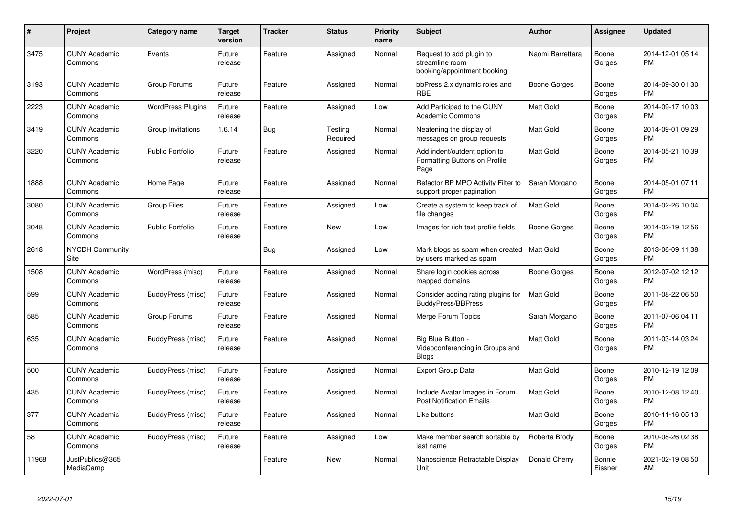| # | Project | Category name | Target version | Tracker | Status | Priority name | Subject | Author | Assignee | Updated |
|---|---|---|---|---|---|---|---|---|---|---|
| 3475 | CUNY Academic Commons | Events | Future release | Feature | Assigned | Normal | Request to add plugin to streamline room booking/appointment booking | Naomi Barrettara | Boone Gorges | 2014-12-01 05:14 PM |
| 3193 | CUNY Academic Commons | Group Forums | Future release | Feature | Assigned | Normal | bbPress 2.x dynamic roles and RBE | Boone Gorges | Boone Gorges | 2014-09-30 01:30 PM |
| 2223 | CUNY Academic Commons | WordPress Plugins | Future release | Feature | Assigned | Low | Add Participad to the CUNY Academic Commons | Matt Gold | Boone Gorges | 2014-09-17 10:03 PM |
| 3419 | CUNY Academic Commons | Group Invitations | 1.6.14 | Bug | Testing Required | Normal | Neatening the display of messages on group requests | Matt Gold | Boone Gorges | 2014-09-01 09:29 PM |
| 3220 | CUNY Academic Commons | Public Portfolio | Future release | Feature | Assigned | Normal | Add indent/outdent option to Formatting Buttons on Profile Page | Matt Gold | Boone Gorges | 2014-05-21 10:39 PM |
| 1888 | CUNY Academic Commons | Home Page | Future release | Feature | Assigned | Normal | Refactor BP MPO Activity Filter to support proper pagination | Sarah Morgano | Boone Gorges | 2014-05-01 07:11 PM |
| 3080 | CUNY Academic Commons | Group Files | Future release | Feature | Assigned | Low | Create a system to keep track of file changes | Matt Gold | Boone Gorges | 2014-02-26 10:04 PM |
| 3048 | CUNY Academic Commons | Public Portfolio | Future release | Feature | New | Low | Images for rich text profile fields | Boone Gorges | Boone Gorges | 2014-02-19 12:56 PM |
| 2618 | NYCDH Community Site | | | Bug | Assigned | Low | Mark blogs as spam when created by users marked as spam | Matt Gold | Boone Gorges | 2013-06-09 11:38 PM |
| 1508 | CUNY Academic Commons | WordPress (misc) | Future release | Feature | Assigned | Normal | Share login cookies across mapped domains | Boone Gorges | Boone Gorges | 2012-07-02 12:12 PM |
| 599 | CUNY Academic Commons | BuddyPress (misc) | Future release | Feature | Assigned | Normal | Consider adding rating plugins for BuddyPress/BBPress | Matt Gold | Boone Gorges | 2011-08-22 06:50 PM |
| 585 | CUNY Academic Commons | Group Forums | Future release | Feature | Assigned | Normal | Merge Forum Topics | Sarah Morgano | Boone Gorges | 2011-07-06 04:11 PM |
| 635 | CUNY Academic Commons | BuddyPress (misc) | Future release | Feature | Assigned | Normal | Big Blue Button - Videoconferencing in Groups and Blogs | Matt Gold | Boone Gorges | 2011-03-14 03:24 PM |
| 500 | CUNY Academic Commons | BuddyPress (misc) | Future release | Feature | Assigned | Normal | Export Group Data | Matt Gold | Boone Gorges | 2010-12-19 12:09 PM |
| 435 | CUNY Academic Commons | BuddyPress (misc) | Future release | Feature | Assigned | Normal | Include Avatar Images in Forum Post Notification Emails | Matt Gold | Boone Gorges | 2010-12-08 12:40 PM |
| 377 | CUNY Academic Commons | BuddyPress (misc) | Future release | Feature | Assigned | Normal | Like buttons | Matt Gold | Boone Gorges | 2010-11-16 05:13 PM |
| 58 | CUNY Academic Commons | BuddyPress (misc) | Future release | Feature | Assigned | Low | Make member search sortable by last name | Roberta Brody | Boone Gorges | 2010-08-26 02:38 PM |
| 11968 | JustPublics@365 MediaCamp | | | Feature | New | Normal | Nanoscience Retractable Display Unit | Donald Cherry | Bonnie Eissner | 2021-02-19 08:50 AM |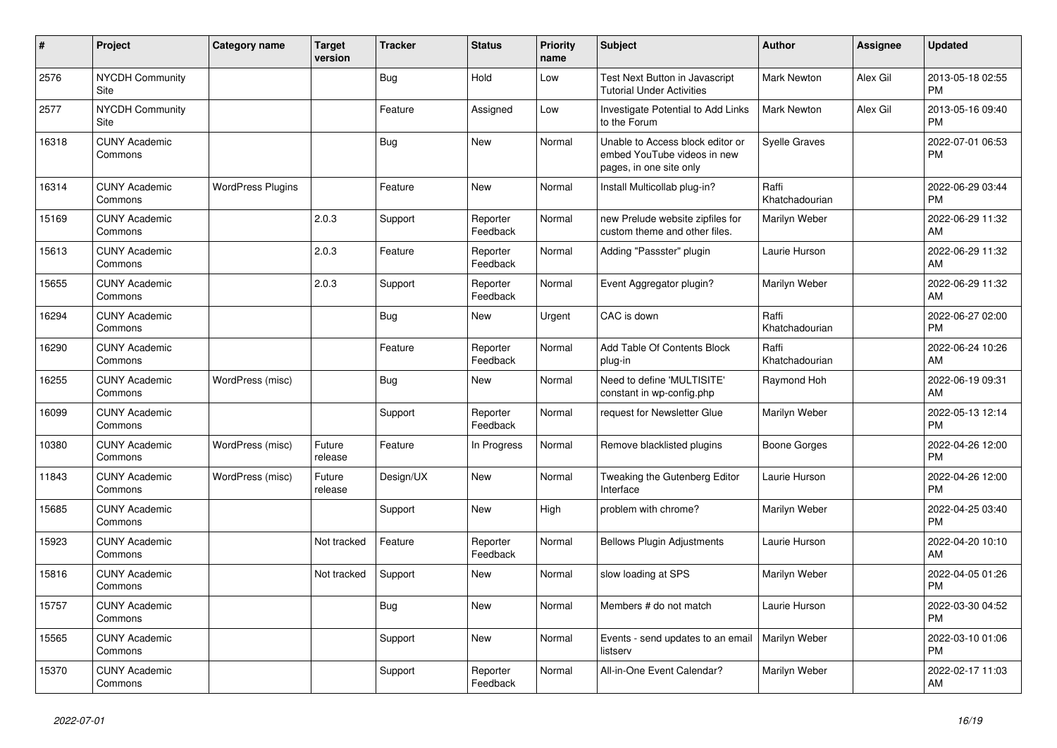| # | Project | Category name | Target version | Tracker | Status | Priority name | Subject | Author | Assignee | Updated |
|---|---|---|---|---|---|---|---|---|---|---|
| 2576 | NYCDH Community Site | | | Bug | Hold | Low | Test Next Button in Javascript Tutorial Under Activities | Mark Newton | Alex Gil | 2013-05-18 02:55 PM |
| 2577 | NYCDH Community Site | | | Feature | Assigned | Low | Investigate Potential to Add Links to the Forum | Mark Newton | Alex Gil | 2013-05-16 09:40 PM |
| 16318 | CUNY Academic Commons | | | Bug | New | Normal | Unable to Access block editor or embed YouTube videos in new pages, in one site only | Syelle Graves | | 2022-07-01 06:53 PM |
| 16314 | CUNY Academic Commons | WordPress Plugins | | Feature | New | Normal | Install Multicollab plug-in? | Raffi Khatchadourian | | 2022-06-29 03:44 PM |
| 15169 | CUNY Academic Commons | | 2.0.3 | Support | Reporter Feedback | Normal | new Prelude website zipfiles for custom theme and other files. | Marilyn Weber | | 2022-06-29 11:32 AM |
| 15613 | CUNY Academic Commons | | 2.0.3 | Feature | Reporter Feedback | Normal | Adding "Passster" plugin | Laurie Hurson | | 2022-06-29 11:32 AM |
| 15655 | CUNY Academic Commons | | 2.0.3 | Support | Reporter Feedback | Normal | Event Aggregator plugin? | Marilyn Weber | | 2022-06-29 11:32 AM |
| 16294 | CUNY Academic Commons | | | Bug | New | Urgent | CAC is down | Raffi Khatchadourian | | 2022-06-27 02:00 PM |
| 16290 | CUNY Academic Commons | | | Feature | Reporter Feedback | Normal | Add Table Of Contents Block plug-in | Raffi Khatchadourian | | 2022-06-24 10:26 AM |
| 16255 | CUNY Academic Commons | WordPress (misc) | | Bug | New | Normal | Need to define 'MULTISITE' constant in wp-config.php | Raymond Hoh | | 2022-06-19 09:31 AM |
| 16099 | CUNY Academic Commons | | | Support | Reporter Feedback | Normal | request for Newsletter Glue | Marilyn Weber | | 2022-05-13 12:14 PM |
| 10380 | CUNY Academic Commons | WordPress (misc) | Future release | Feature | In Progress | Normal | Remove blacklisted plugins | Boone Gorges | | 2022-04-26 12:00 PM |
| 11843 | CUNY Academic Commons | WordPress (misc) | Future release | Design/UX | New | Normal | Tweaking the Gutenberg Editor Interface | Laurie Hurson | | 2022-04-26 12:00 PM |
| 15685 | CUNY Academic Commons | | | Support | New | High | problem with chrome? | Marilyn Weber | | 2022-04-25 03:40 PM |
| 15923 | CUNY Academic Commons | | Not tracked | Feature | Reporter Feedback | Normal | Bellows Plugin Adjustments | Laurie Hurson | | 2022-04-20 10:10 AM |
| 15816 | CUNY Academic Commons | | Not tracked | Support | New | Normal | slow loading at SPS | Marilyn Weber | | 2022-04-05 01:26 PM |
| 15757 | CUNY Academic Commons | | | Bug | New | Normal | Members # do not match | Laurie Hurson | | 2022-03-30 04:52 PM |
| 15565 | CUNY Academic Commons | | | Support | New | Normal | Events - send updates to an email listserv | Marilyn Weber | | 2022-03-10 01:06 PM |
| 15370 | CUNY Academic Commons | | | Support | Reporter Feedback | Normal | All-in-One Event Calendar? | Marilyn Weber | | 2022-02-17 11:03 AM |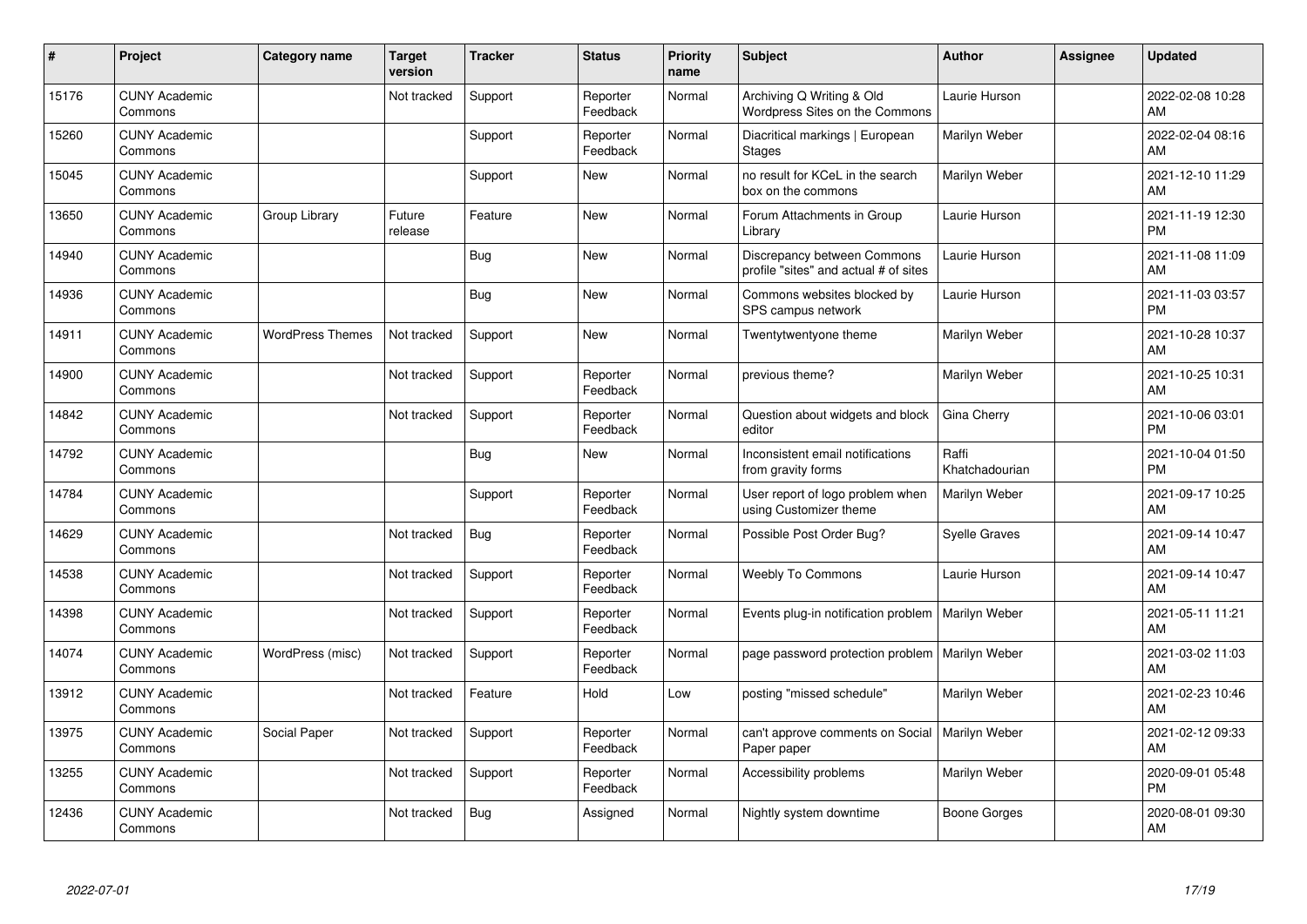| # | Project | Category name | Target version | Tracker | Status | Priority name | Subject | Author | Assignee | Updated |
|---|---|---|---|---|---|---|---|---|---|---|
| 15176 | CUNY Academic Commons | | Not tracked | Support | Reporter Feedback | Normal | Archiving Q Writing & Old Wordpress Sites on the Commons | Laurie Hurson | | 2022-02-08 10:28 AM |
| 15260 | CUNY Academic Commons | | | Support | Reporter Feedback | Normal | Diacritical markings \| European Stages | Marilyn Weber | | 2022-02-04 08:16 AM |
| 15045 | CUNY Academic Commons | | | Support | New | Normal | no result for KCeL in the search box on the commons | Marilyn Weber | | 2021-12-10 11:29 AM |
| 13650 | CUNY Academic Commons | Group Library | Future release | Feature | New | Normal | Forum Attachments in Group Library | Laurie Hurson | | 2021-11-19 12:30 PM |
| 14940 | CUNY Academic Commons | | | Bug | New | Normal | Discrepancy between Commons profile "sites" and actual # of sites | Laurie Hurson | | 2021-11-08 11:09 AM |
| 14936 | CUNY Academic Commons | | | Bug | New | Normal | Commons websites blocked by SPS campus network | Laurie Hurson | | 2021-11-03 03:57 PM |
| 14911 | CUNY Academic Commons | WordPress Themes | Not tracked | Support | New | Normal | Twentytwentyone theme | Marilyn Weber | | 2021-10-28 10:37 AM |
| 14900 | CUNY Academic Commons | | Not tracked | Support | Reporter Feedback | Normal | previous theme? | Marilyn Weber | | 2021-10-25 10:31 AM |
| 14842 | CUNY Academic Commons | | Not tracked | Support | Reporter Feedback | Normal | Question about widgets and block editor | Gina Cherry | | 2021-10-06 03:01 PM |
| 14792 | CUNY Academic Commons | | | Bug | New | Normal | Inconsistent email notifications from gravity forms | Raffi Khatchadourian | | 2021-10-04 01:50 PM |
| 14784 | CUNY Academic Commons | | | Support | Reporter Feedback | Normal | User report of logo problem when using Customizer theme | Marilyn Weber | | 2021-09-17 10:25 AM |
| 14629 | CUNY Academic Commons | | Not tracked | Bug | Reporter Feedback | Normal | Possible Post Order Bug? | Syelle Graves | | 2021-09-14 10:47 AM |
| 14538 | CUNY Academic Commons | | Not tracked | Support | Reporter Feedback | Normal | Weebly To Commons | Laurie Hurson | | 2021-09-14 10:47 AM |
| 14398 | CUNY Academic Commons | | Not tracked | Support | Reporter Feedback | Normal | Events plug-in notification problem | Marilyn Weber | | 2021-05-11 11:21 AM |
| 14074 | CUNY Academic Commons | WordPress (misc) | Not tracked | Support | Reporter Feedback | Normal | page password protection problem | Marilyn Weber | | 2021-03-02 11:03 AM |
| 13912 | CUNY Academic Commons | | Not tracked | Feature | Hold | Low | posting "missed schedule" | Marilyn Weber | | 2021-02-23 10:46 AM |
| 13975 | CUNY Academic Commons | Social Paper | Not tracked | Support | Reporter Feedback | Normal | can't approve comments on Social Paper paper | Marilyn Weber | | 2021-02-12 09:33 AM |
| 13255 | CUNY Academic Commons | | Not tracked | Support | Reporter Feedback | Normal | Accessibility problems | Marilyn Weber | | 2020-09-01 05:48 PM |
| 12436 | CUNY Academic Commons | | Not tracked | Bug | Assigned | Normal | Nightly system downtime | Boone Gorges | | 2020-08-01 09:30 AM |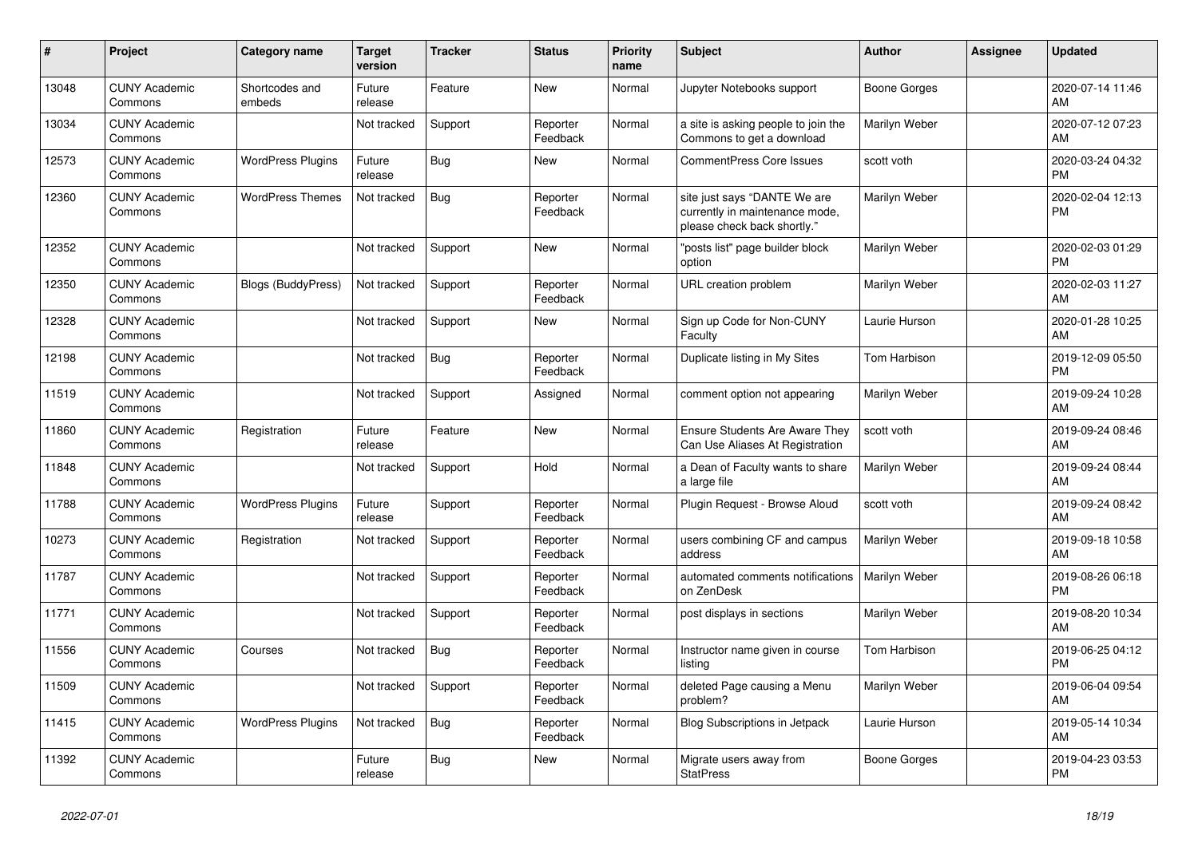| # | Project | Category name | Target version | Tracker | Status | Priority name | Subject | Author | Assignee | Updated |
|---|---|---|---|---|---|---|---|---|---|---|
| 13048 | CUNY Academic Commons | Shortcodes and embeds | Future release | Feature | New | Normal | Jupyter Notebooks support | Boone Gorges | | 2020-07-14 11:46 AM |
| 13034 | CUNY Academic Commons | | Not tracked | Support | Reporter Feedback | Normal | a site is asking people to join the Commons to get a download | Marilyn Weber | | 2020-07-12 07:23 AM |
| 12573 | CUNY Academic Commons | WordPress Plugins | Future release | Bug | New | Normal | CommentPress Core Issues | scott voth | | 2020-03-24 04:32 PM |
| 12360 | CUNY Academic Commons | WordPress Themes | Not tracked | Bug | Reporter Feedback | Normal | site just says "DANTE We are currently in maintenance mode, please check back shortly." | Marilyn Weber | | 2020-02-04 12:13 PM |
| 12352 | CUNY Academic Commons | | Not tracked | Support | New | Normal | "posts list" page builder block option | Marilyn Weber | | 2020-02-03 01:29 PM |
| 12350 | CUNY Academic Commons | Blogs (BuddyPress) | Not tracked | Support | Reporter Feedback | Normal | URL creation problem | Marilyn Weber | | 2020-02-03 11:27 AM |
| 12328 | CUNY Academic Commons | | Not tracked | Support | New | Normal | Sign up Code for Non-CUNY Faculty | Laurie Hurson | | 2020-01-28 10:25 AM |
| 12198 | CUNY Academic Commons | | Not tracked | Bug | Reporter Feedback | Normal | Duplicate listing in My Sites | Tom Harbison | | 2019-12-09 05:50 PM |
| 11519 | CUNY Academic Commons | | Not tracked | Support | Assigned | Normal | comment option not appearing | Marilyn Weber | | 2019-09-24 10:28 AM |
| 11860 | CUNY Academic Commons | Registration | Future release | Feature | New | Normal | Ensure Students Are Aware They Can Use Aliases At Registration | scott voth | | 2019-09-24 08:46 AM |
| 11848 | CUNY Academic Commons | | Not tracked | Support | Hold | Normal | a Dean of Faculty wants to share a large file | Marilyn Weber | | 2019-09-24 08:44 AM |
| 11788 | CUNY Academic Commons | WordPress Plugins | Future release | Support | Reporter Feedback | Normal | Plugin Request - Browse Aloud | scott voth | | 2019-09-24 08:42 AM |
| 10273 | CUNY Academic Commons | Registration | Not tracked | Support | Reporter Feedback | Normal | users combining CF and campus address | Marilyn Weber | | 2019-09-18 10:58 AM |
| 11787 | CUNY Academic Commons | | Not tracked | Support | Reporter Feedback | Normal | automated comments notifications on ZenDesk | Marilyn Weber | | 2019-08-26 06:18 PM |
| 11771 | CUNY Academic Commons | | Not tracked | Support | Reporter Feedback | Normal | post displays in sections | Marilyn Weber | | 2019-08-20 10:34 AM |
| 11556 | CUNY Academic Commons | Courses | Not tracked | Bug | Reporter Feedback | Normal | Instructor name given in course listing | Tom Harbison | | 2019-06-25 04:12 PM |
| 11509 | CUNY Academic Commons | | Not tracked | Support | Reporter Feedback | Normal | deleted Page causing a Menu problem? | Marilyn Weber | | 2019-06-04 09:54 AM |
| 11415 | CUNY Academic Commons | WordPress Plugins | Not tracked | Bug | Reporter Feedback | Normal | Blog Subscriptions in Jetpack | Laurie Hurson | | 2019-05-14 10:34 AM |
| 11392 | CUNY Academic Commons | | Future release | Bug | New | Normal | Migrate users away from StatPress | Boone Gorges | | 2019-04-23 03:53 PM |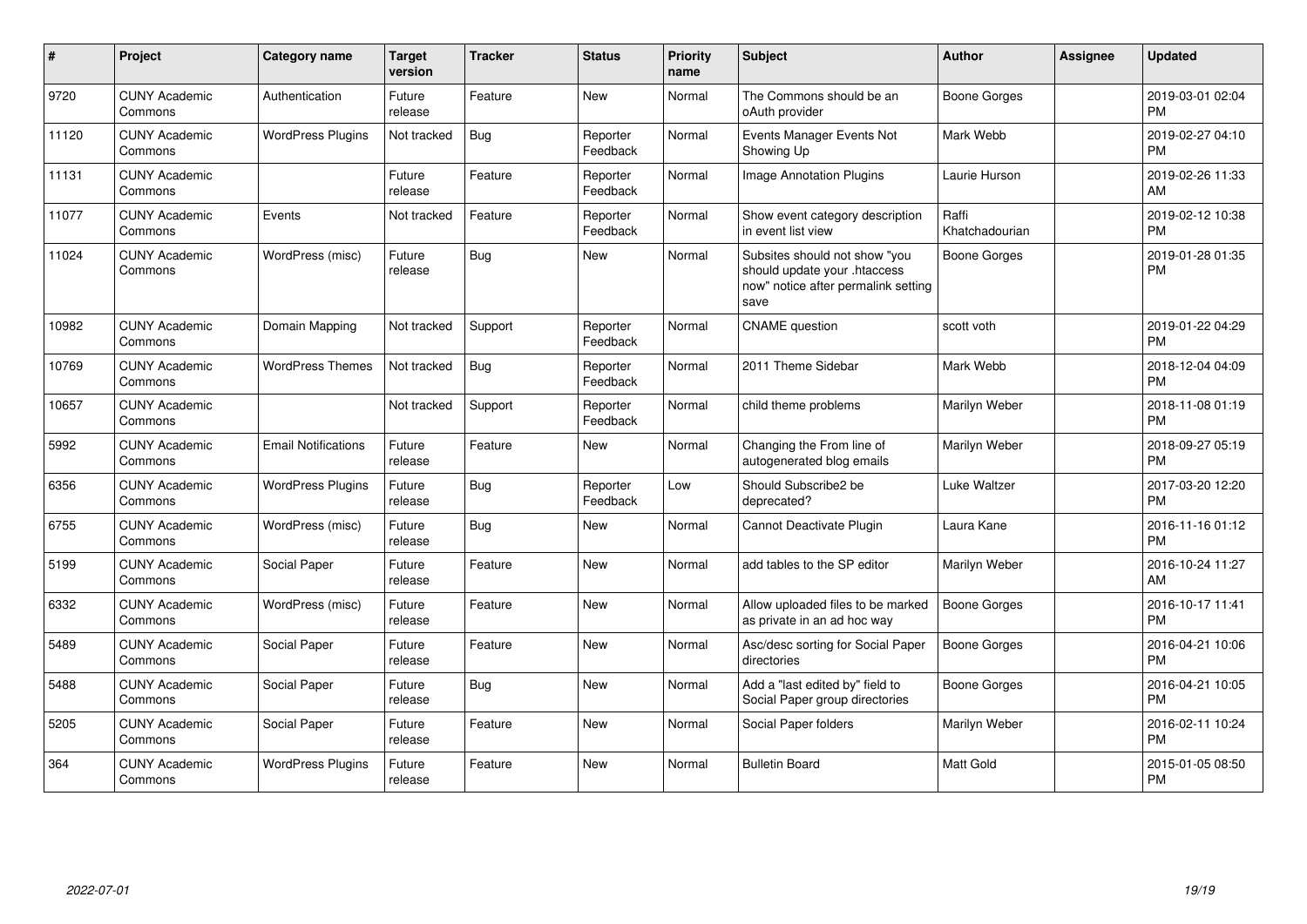| # | Project | Category name | Target version | Tracker | Status | Priority name | Subject | Author | Assignee | Updated |
|---|---|---|---|---|---|---|---|---|---|---|
| 9720 | CUNY Academic Commons | Authentication | Future release | Feature | New | Normal | The Commons should be an oAuth provider | Boone Gorges | | 2019-03-01 02:04 PM |
| 11120 | CUNY Academic Commons | WordPress Plugins | Not tracked | Bug | Reporter Feedback | Normal | Events Manager Events Not Showing Up | Mark Webb | | 2019-02-27 04:10 PM |
| 11131 | CUNY Academic Commons | | Future release | Feature | Reporter Feedback | Normal | Image Annotation Plugins | Laurie Hurson | | 2019-02-26 11:33 AM |
| 11077 | CUNY Academic Commons | Events | Not tracked | Feature | Reporter Feedback | Normal | Show event category description in event list view | Raffi Khatchadourian | | 2019-02-12 10:38 PM |
| 11024 | CUNY Academic Commons | WordPress (misc) | Future release | Bug | New | Normal | Subsites should not show "you should update your .htaccess now" notice after permalink setting save | Boone Gorges | | 2019-01-28 01:35 PM |
| 10982 | CUNY Academic Commons | Domain Mapping | Not tracked | Support | Reporter Feedback | Normal | CNAME question | scott voth | | 2019-01-22 04:29 PM |
| 10769 | CUNY Academic Commons | WordPress Themes | Not tracked | Bug | Reporter Feedback | Normal | 2011 Theme Sidebar | Mark Webb | | 2018-12-04 04:09 PM |
| 10657 | CUNY Academic Commons | | Not tracked | Support | Reporter Feedback | Normal | child theme problems | Marilyn Weber | | 2018-11-08 01:19 PM |
| 5992 | CUNY Academic Commons | Email Notifications | Future release | Feature | New | Normal | Changing the From line of autogenerated blog emails | Marilyn Weber | | 2018-09-27 05:19 PM |
| 6356 | CUNY Academic Commons | WordPress Plugins | Future release | Bug | Reporter Feedback | Low | Should Subscribe2 be deprecated? | Luke Waltzer | | 2017-03-20 12:20 PM |
| 6755 | CUNY Academic Commons | WordPress (misc) | Future release | Bug | New | Normal | Cannot Deactivate Plugin | Laura Kane | | 2016-11-16 01:12 PM |
| 5199 | CUNY Academic Commons | Social Paper | Future release | Feature | New | Normal | add tables to the SP editor | Marilyn Weber | | 2016-10-24 11:27 AM |
| 6332 | CUNY Academic Commons | WordPress (misc) | Future release | Feature | New | Normal | Allow uploaded files to be marked as private in an ad hoc way | Boone Gorges | | 2016-10-17 11:41 PM |
| 5489 | CUNY Academic Commons | Social Paper | Future release | Feature | New | Normal | Asc/desc sorting for Social Paper directories | Boone Gorges | | 2016-04-21 10:06 PM |
| 5488 | CUNY Academic Commons | Social Paper | Future release | Bug | New | Normal | Add a "last edited by" field to Social Paper group directories | Boone Gorges | | 2016-04-21 10:05 PM |
| 5205 | CUNY Academic Commons | Social Paper | Future release | Feature | New | Normal | Social Paper folders | Marilyn Weber | | 2016-02-11 10:24 PM |
| 364 | CUNY Academic Commons | WordPress Plugins | Future release | Feature | New | Normal | Bulletin Board | Matt Gold | | 2015-01-05 08:50 PM |